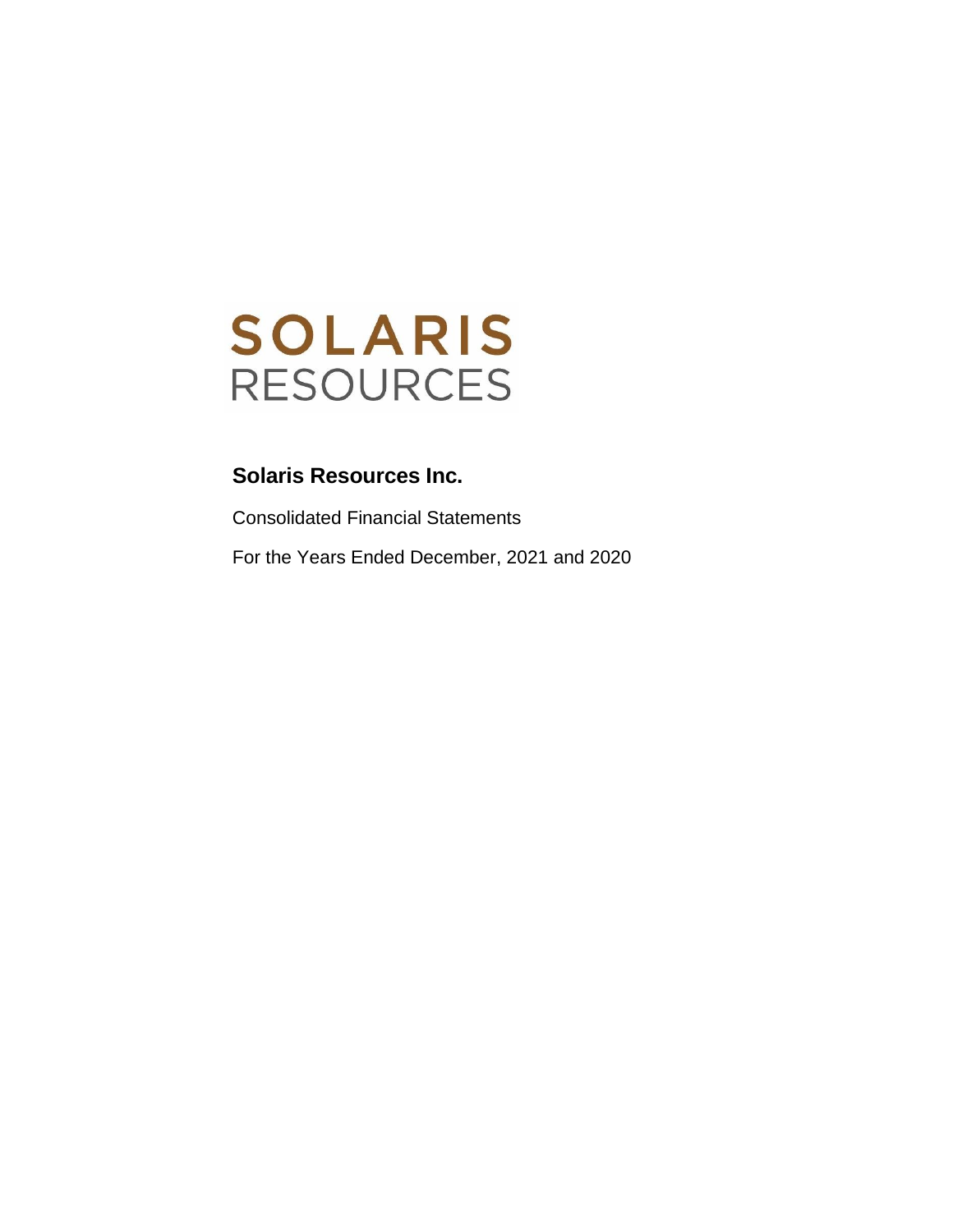SOLARIS
RESOURCES

## Solaris Resources Inc.

Consolidated Financial Statements

For the Years Ended December, 2021 and 2020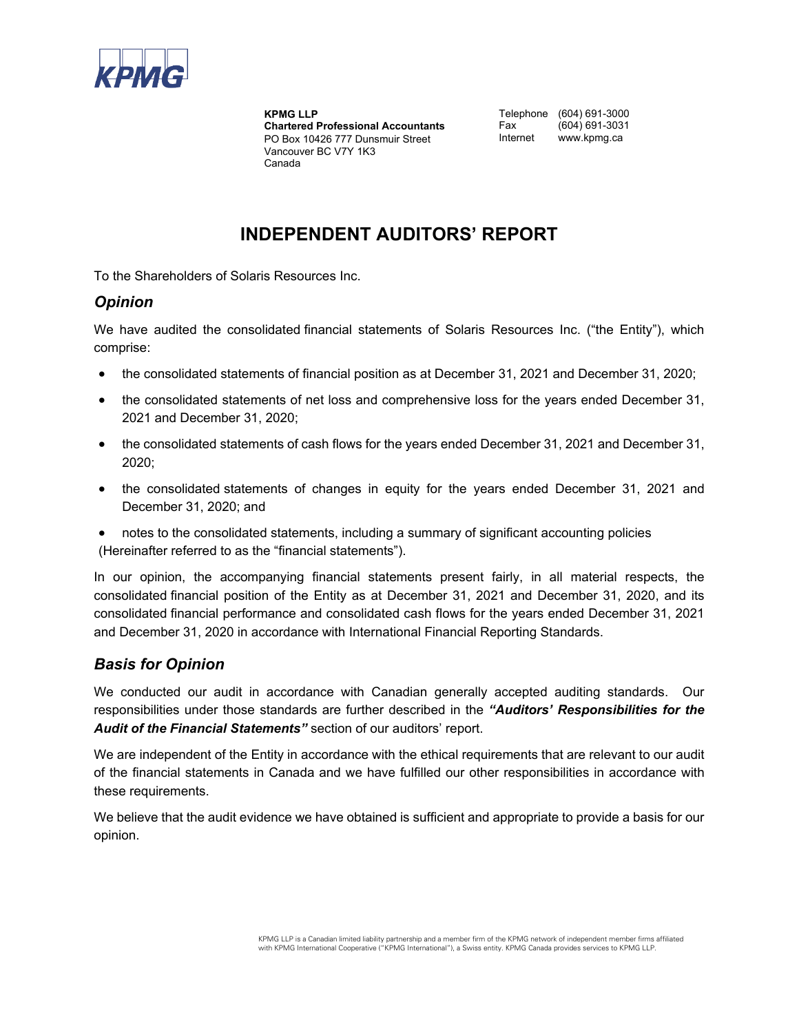KPMG

**KPMG LLP**
**Chartered Professional Accountants**
PO Box 10426 777 Dunsmuir Street
Vancouver BC V7Y 1K3
Canada

Telephone (604) 691-3000
Fax (604) 691-3031
Internet www.kpmg.ca

# INDEPENDENT AUDITORS' REPORT

To the Shareholders of Solaris Resources Inc.

## *Opinion*

We have audited the consolidated financial statements of Solaris Resources Inc. ("the Entity"), which comprise:

- the consolidated statements of financial position as at December 31, 2021 and December 31, 2020;
- the consolidated statements of net loss and comprehensive loss for the years ended December 31, 2021 and December 31, 2020;
- the consolidated statements of cash flows for the years ended December 31, 2021 and December 31, 2020;
- the consolidated statements of changes in equity for the years ended December 31, 2021 and December 31, 2020; and
- notes to the consolidated statements, including a summary of significant accounting policies

(Hereinafter referred to as the "financial statements").

In our opinion, the accompanying financial statements present fairly, in all material respects, the consolidated financial position of the Entity as at December 31, 2021 and December 31, 2020, and its consolidated financial performance and consolidated cash flows for the years ended December 31, 2021 and December 31, 2020 in accordance with International Financial Reporting Standards.

## *Basis for Opinion*

We conducted our audit in accordance with Canadian generally accepted auditing standards. Our responsibilities under those standards are further described in the ***"Auditors' Responsibilities for the Audit of the Financial Statements"*** section of our auditors' report.

We are independent of the Entity in accordance with the ethical requirements that are relevant to our audit of the financial statements in Canada and we have fulfilled our other responsibilities in accordance with these requirements.

We believe that the audit evidence we have obtained is sufficient and appropriate to provide a basis for our opinion.

KPMG LLP is a Canadian limited liability partnership and a member firm of the KPMG network of independent member firms affiliated with KPMG International Cooperative ("KPMG International"), a Swiss entity. KPMG Canada provides services to KPMG LLP.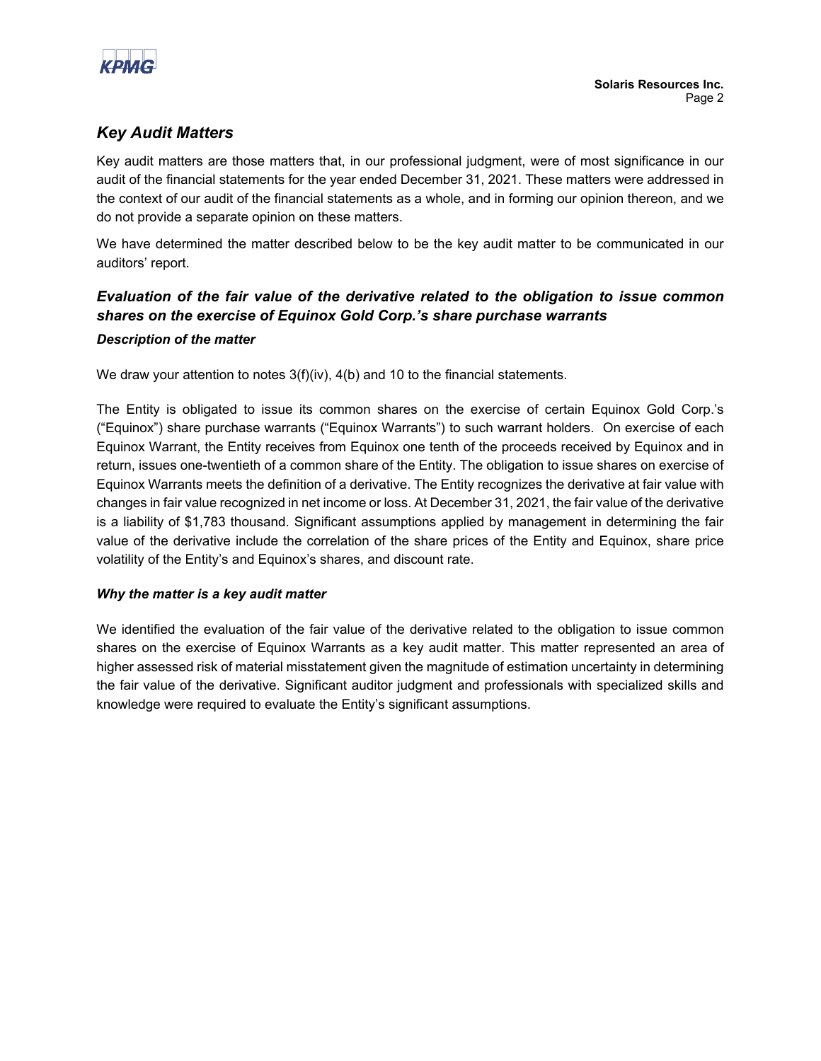## Key Audit Matters

Key audit matters are those matters that, in our professional judgment, were of most significance in our audit of the financial statements for the year ended December 31, 2021. These matters were addressed in the context of our audit of the financial statements as a whole, and in forming our opinion thereon, and we do not provide a separate opinion on these matters.

We have determined the matter described below to be the key audit matter to be communicated in our auditors' report.

### Evaluation of the fair value of the derivative related to the obligation to issue common shares on the exercise of Equinox Gold Corp.'s share purchase warrants

#### Description of the matter

We draw your attention to notes 3(f)(iv), 4(b) and 10 to the financial statements.

The Entity is obligated to issue its common shares on the exercise of certain Equinox Gold Corp.'s ("Equinox") share purchase warrants ("Equinox Warrants") to such warrant holders. On exercise of each Equinox Warrant, the Entity receives from Equinox one tenth of the proceeds received by Equinox and in return, issues one-twentieth of a common share of the Entity. The obligation to issue shares on exercise of Equinox Warrants meets the definition of a derivative. The Entity recognizes the derivative at fair value with changes in fair value recognized in net income or loss. At December 31, 2021, the fair value of the derivative is a liability of $1,783 thousand. Significant assumptions applied by management in determining the fair value of the derivative include the correlation of the share prices of the Entity and Equinox, share price volatility of the Entity's and Equinox's shares, and discount rate.

#### Why the matter is a key audit matter

We identified the evaluation of the fair value of the derivative related to the obligation to issue common shares on the exercise of Equinox Warrants as a key audit matter. This matter represented an area of higher assessed risk of material misstatement given the magnitude of estimation uncertainty in determining the fair value of the derivative. Significant auditor judgment and professionals with specialized skills and knowledge were required to evaluate the Entity's significant assumptions.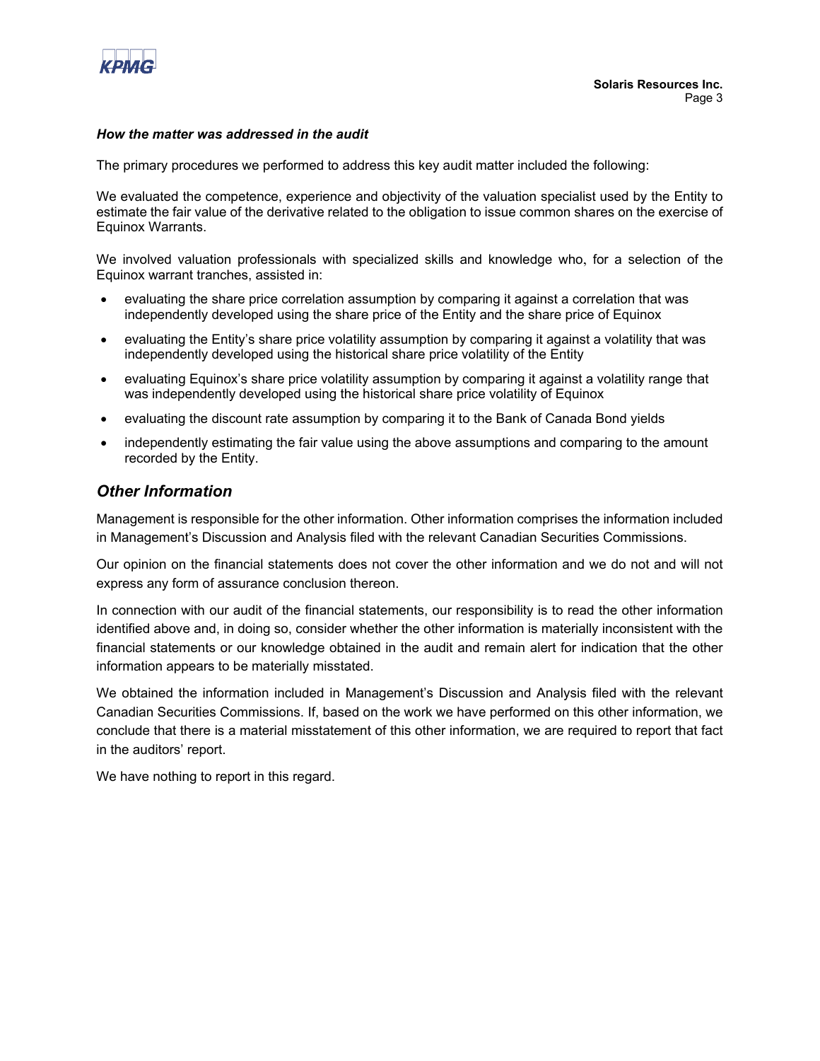***How the matter was addressed in the audit***

The primary procedures we performed to address this key audit matter included the following:

We evaluated the competence, experience and objectivity of the valuation specialist used by the Entity to estimate the fair value of the derivative related to the obligation to issue common shares on the exercise of Equinox Warrants.

We involved valuation professionals with specialized skills and knowledge who, for a selection of the Equinox warrant tranches, assisted in:

- evaluating the share price correlation assumption by comparing it against a correlation that was independently developed using the share price of the Entity and the share price of Equinox
- evaluating the Entity's share price volatility assumption by comparing it against a volatility that was independently developed using the historical share price volatility of the Entity
- evaluating Equinox's share price volatility assumption by comparing it against a volatility range that was independently developed using the historical share price volatility of Equinox
- evaluating the discount rate assumption by comparing it to the Bank of Canada Bond yields
- independently estimating the fair value using the above assumptions and comparing to the amount recorded by the Entity.

## *Other Information*

Management is responsible for the other information. Other information comprises the information included in Management's Discussion and Analysis filed with the relevant Canadian Securities Commissions.

Our opinion on the financial statements does not cover the other information and we do not and will not express any form of assurance conclusion thereon.

In connection with our audit of the financial statements, our responsibility is to read the other information identified above and, in doing so, consider whether the other information is materially inconsistent with the financial statements or our knowledge obtained in the audit and remain alert for indication that the other information appears to be materially misstated.

We obtained the information included in Management's Discussion and Analysis filed with the relevant Canadian Securities Commissions. If, based on the work we have performed on this other information, we conclude that there is a material misstatement of this other information, we are required to report that fact in the auditors' report.

We have nothing to report in this regard.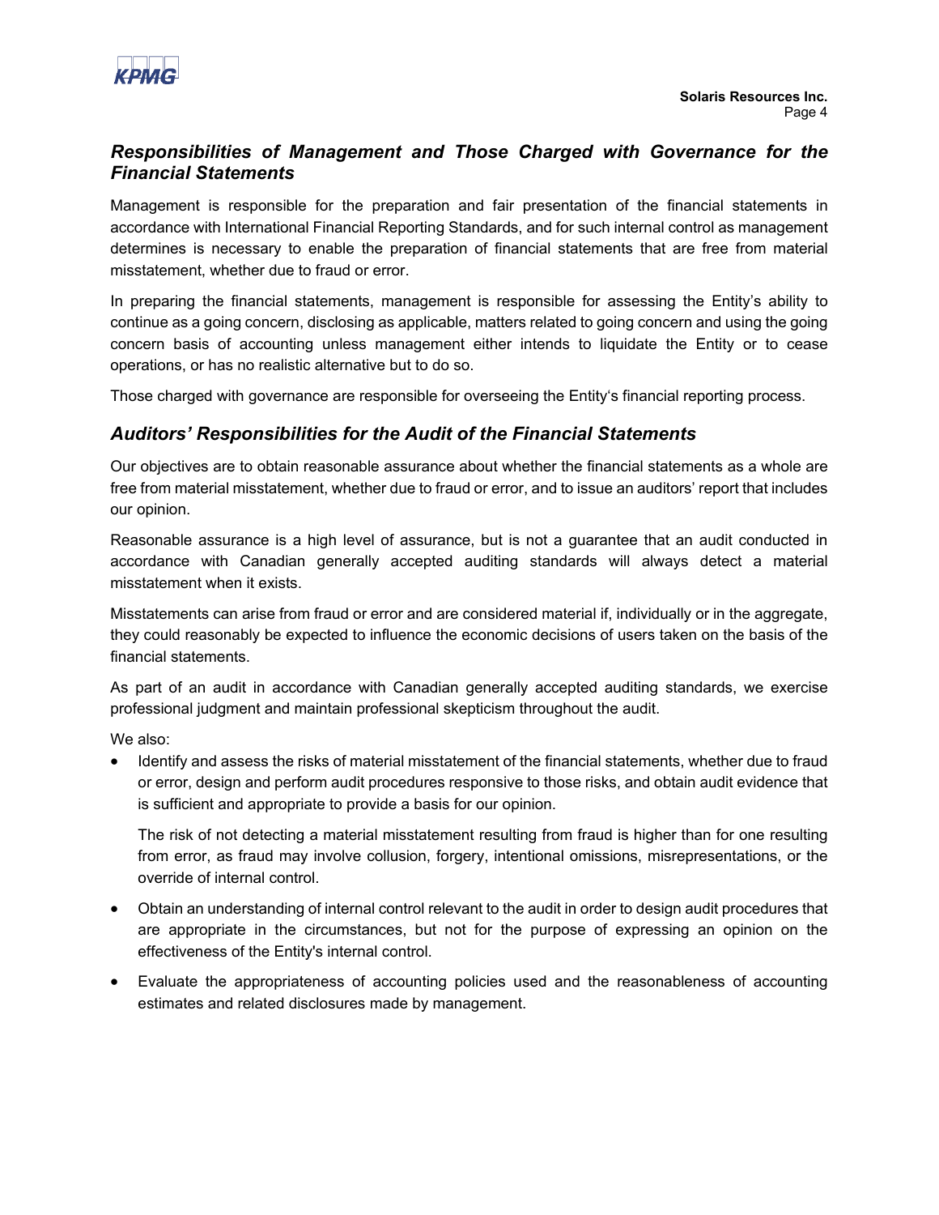## *Responsibilities of Management and Those Charged with Governance for the Financial Statements*

Management is responsible for the preparation and fair presentation of the financial statements in accordance with International Financial Reporting Standards, and for such internal control as management determines is necessary to enable the preparation of financial statements that are free from material misstatement, whether due to fraud or error.

In preparing the financial statements, management is responsible for assessing the Entity's ability to continue as a going concern, disclosing as applicable, matters related to going concern and using the going concern basis of accounting unless management either intends to liquidate the Entity or to cease operations, or has no realistic alternative but to do so.

Those charged with governance are responsible for overseeing the Entity's financial reporting process.

## *Auditors' Responsibilities for the Audit of the Financial Statements*

Our objectives are to obtain reasonable assurance about whether the financial statements as a whole are free from material misstatement, whether due to fraud or error, and to issue an auditors' report that includes our opinion.

Reasonable assurance is a high level of assurance, but is not a guarantee that an audit conducted in accordance with Canadian generally accepted auditing standards will always detect a material misstatement when it exists.

Misstatements can arise from fraud or error and are considered material if, individually or in the aggregate, they could reasonably be expected to influence the economic decisions of users taken on the basis of the financial statements.

As part of an audit in accordance with Canadian generally accepted auditing standards, we exercise professional judgment and maintain professional skepticism throughout the audit.

We also:

- Identify and assess the risks of material misstatement of the financial statements, whether due to fraud or error, design and perform audit procedures responsive to those risks, and obtain audit evidence that is sufficient and appropriate to provide a basis for our opinion.

  The risk of not detecting a material misstatement resulting from fraud is higher than for one resulting from error, as fraud may involve collusion, forgery, intentional omissions, misrepresentations, or the override of internal control.

- Obtain an understanding of internal control relevant to the audit in order to design audit procedures that are appropriate in the circumstances, but not for the purpose of expressing an opinion on the effectiveness of the Entity's internal control.

- Evaluate the appropriateness of accounting policies used and the reasonableness of accounting estimates and related disclosures made by management.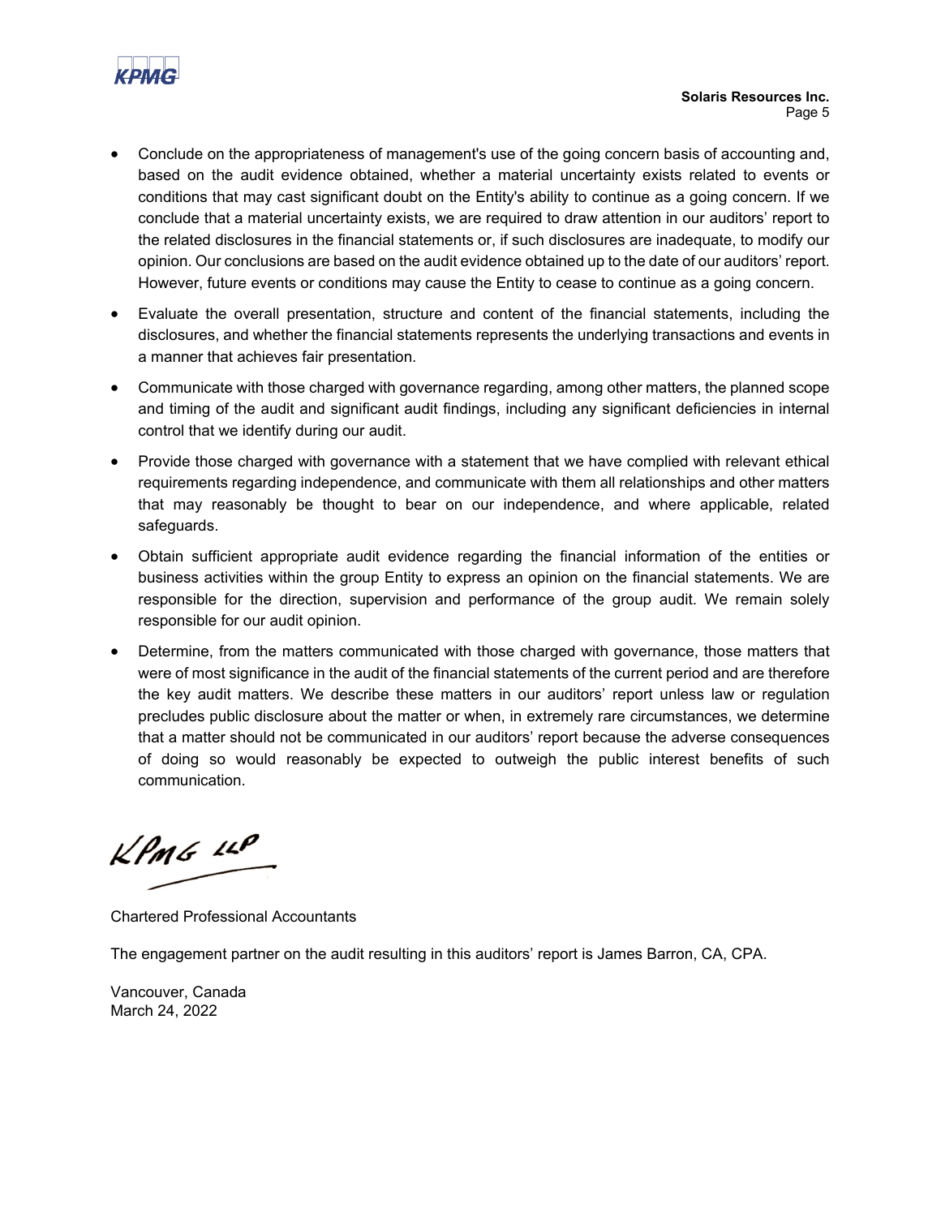- Conclude on the appropriateness of management's use of the going concern basis of accounting and, based on the audit evidence obtained, whether a material uncertainty exists related to events or conditions that may cast significant doubt on the Entity's ability to continue as a going concern. If we conclude that a material uncertainty exists, we are required to draw attention in our auditors' report to the related disclosures in the financial statements or, if such disclosures are inadequate, to modify our opinion. Our conclusions are based on the audit evidence obtained up to the date of our auditors' report. However, future events or conditions may cause the Entity to cease to continue as a going concern.
- Evaluate the overall presentation, structure and content of the financial statements, including the disclosures, and whether the financial statements represents the underlying transactions and events in a manner that achieves fair presentation.
- Communicate with those charged with governance regarding, among other matters, the planned scope and timing of the audit and significant audit findings, including any significant deficiencies in internal control that we identify during our audit.
- Provide those charged with governance with a statement that we have complied with relevant ethical requirements regarding independence, and communicate with them all relationships and other matters that may reasonably be thought to bear on our independence, and where applicable, related safeguards.
- Obtain sufficient appropriate audit evidence regarding the financial information of the entities or business activities within the group Entity to express an opinion on the financial statements. We are responsible for the direction, supervision and performance of the group audit. We remain solely responsible for our audit opinion.
- Determine, from the matters communicated with those charged with governance, those matters that were of most significance in the audit of the financial statements of the current period and are therefore the key audit matters. We describe these matters in our auditors' report unless law or regulation precludes public disclosure about the matter or when, in extremely rare circumstances, we determine that a matter should not be communicated in our auditors' report because the adverse consequences of doing so would reasonably be expected to outweigh the public interest benefits of such communication.

KPMG LLP

Chartered Professional Accountants

The engagement partner on the audit resulting in this auditors' report is James Barron, CA, CPA.

Vancouver, Canada
March 24, 2022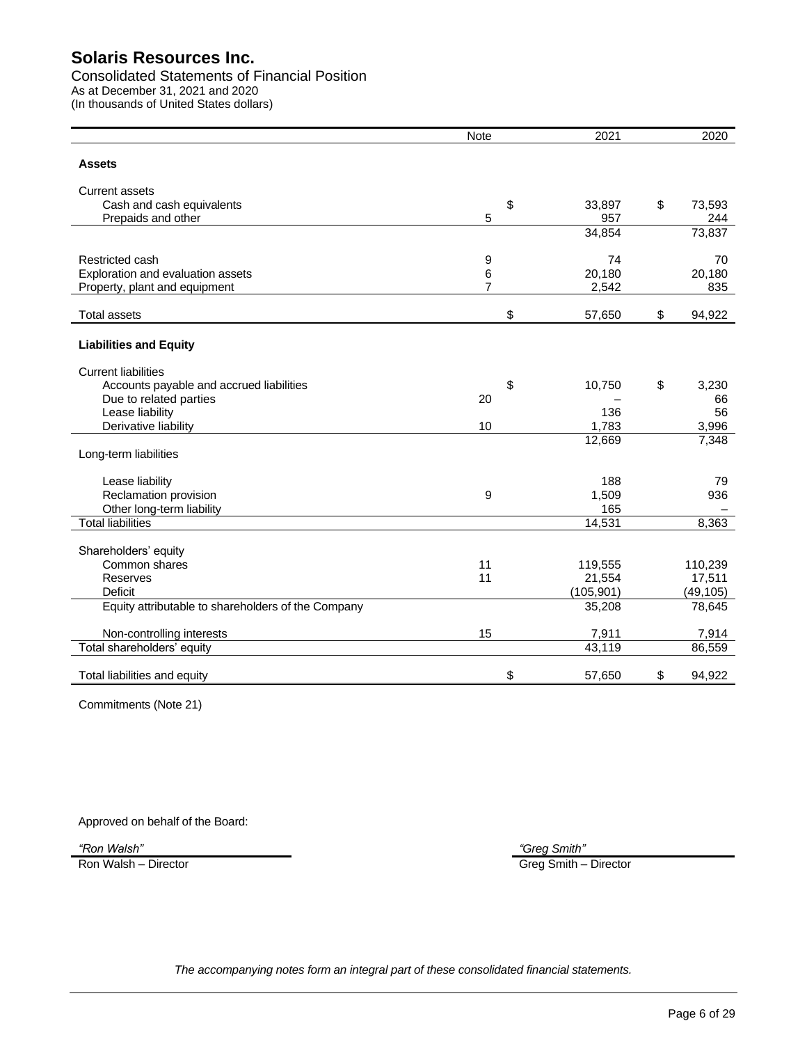# Solaris Resources Inc.

Consolidated Statements of Financial Position
As at December 31, 2021 and 2020
(In thousands of United States dollars)

| | Note | 2021 | 2020 |
|---|---|---|---|
| **Assets** | | | |
| Current assets | | | |
| Cash and cash equivalents | | $ 33,897 | $ 73,593 |
| Prepaids and other | 5 | 957 | 244 |
| | | 34,854 | 73,837 |
| Restricted cash | 9 | 74 | 70 |
| Exploration and evaluation assets | 6 | 20,180 | 20,180 |
| Property, plant and equipment | 7 | 2,542 | 835 |
| Total assets | | $ 57,650 | $ 94,922 |
| **Liabilities and Equity** | | | |
| Current liabilities | | | |
| Accounts payable and accrued liabilities | | $ 10,750 | $ 3,230 |
| Due to related parties | 20 | – | 66 |
| Lease liability | | 136 | 56 |
| Derivative liability | 10 | 1,783 | 3,996 |
| | | 12,669 | 7,348 |
| Long-term liabilities | | | |
| Lease liability | | 188 | 79 |
| Reclamation provision | 9 | 1,509 | 936 |
| Other long-term liability | | 165 | – |
| Total liabilities | | 14,531 | 8,363 |
| Shareholders' equity | | | |
| Common shares | 11 | 119,555 | 110,239 |
| Reserves | 11 | 21,554 | 17,511 |
| Deficit | | (105,901) | (49,105) |
| Equity attributable to shareholders of the Company | | 35,208 | 78,645 |
| Non-controlling interests | 15 | 7,911 | 7,914 |
| Total shareholders' equity | | 43,119 | 86,559 |
| Total liabilities and equity | | $ 57,650 | $ 94,922 |

Commitments (Note 21)

Approved on behalf of the Board:

*"Ron Walsh"*
Ron Walsh – Director

*"Greg Smith"*
Greg Smith – Director

*The accompanying notes form an integral part of these consolidated financial statements.*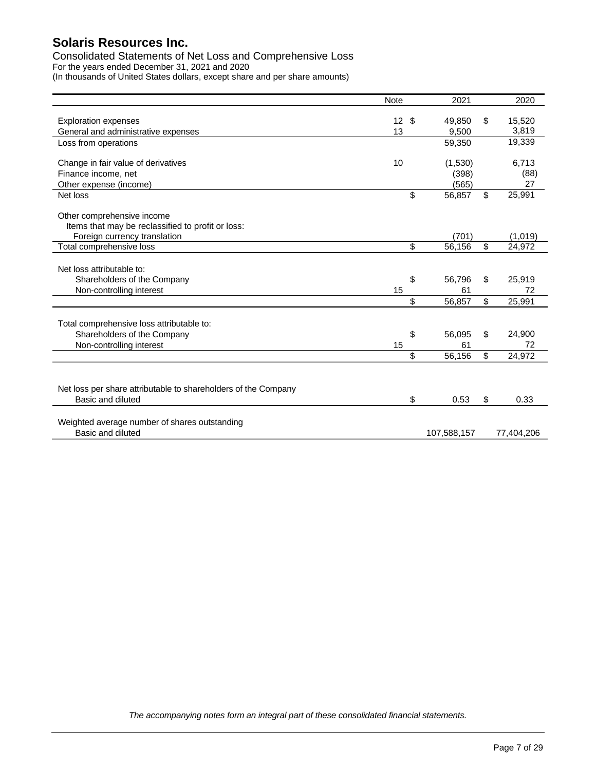# Solaris Resources Inc.

Consolidated Statements of Net Loss and Comprehensive Loss
For the years ended December 31, 2021 and 2020
(In thousands of United States dollars, except share and per share amounts)

| | Note | 2021 | 2020 |
|---|---|---|---|
| Exploration expenses | 12 | $ 49,850 | $ 15,520 |
| General and administrative expenses | 13 | 9,500 | 3,819 |
| Loss from operations | | 59,350 | 19,339 |
| Change in fair value of derivatives | 10 | (1,530) | 6,713 |
| Finance income, net | | (398) | (88) |
| Other expense (income) | | (565) | 27 |
| Net loss | | $ 56,857 | $ 25,991 |
| Other comprehensive income | | | |
| Items that may be reclassified to profit or loss: | | | |
| Foreign currency translation | | (701) | (1,019) |
| Total comprehensive loss | | $ 56,156 | $ 24,972 |
| Net loss attributable to: | | | |
| Shareholders of the Company | | $ 56,796 | $ 25,919 |
| Non-controlling interest | 15 | 61 | 72 |
| | | $ 56,857 | $ 25,991 |
| Total comprehensive loss attributable to: | | | |
| Shareholders of the Company | | $ 56,095 | $ 24,900 |
| Non-controlling interest | 15 | 61 | 72 |
| | | $ 56,156 | $ 24,972 |
| Net loss per share attributable to shareholders of the Company | | | |
| Basic and diluted | | $ 0.53 | $ 0.33 |
| Weighted average number of shares outstanding | | | |
| Basic and diluted | | 107,588,157 | 77,404,206 |

*The accompanying notes form an integral part of these consolidated financial statements.*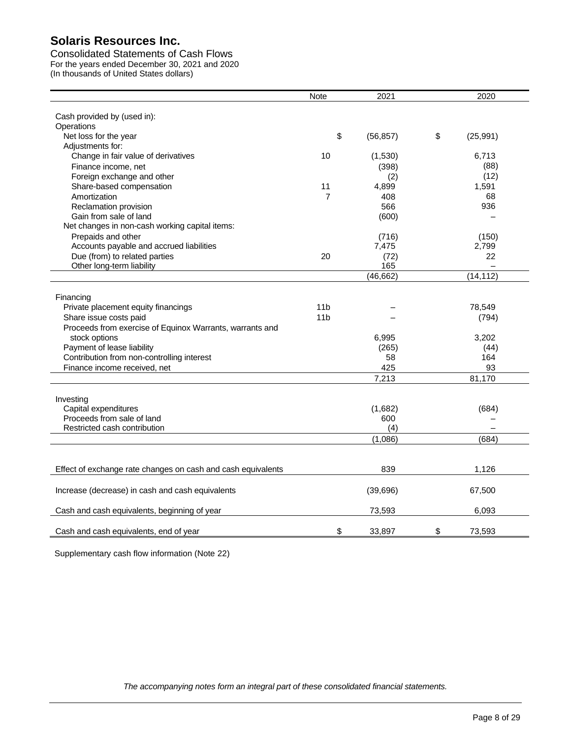# Solaris Resources Inc.

Consolidated Statements of Cash Flows
For the years ended December 30, 2021 and 2020
(In thousands of United States dollars)

| | Note | 2021 | 2020 |
|---|---|---|---|
| Cash provided by (used in): | | | |
| Operations | | | |
| Net loss for the year | | $ (56,857) | $ (25,991) |
| Adjustments for: | | | |
| Change in fair value of derivatives | 10 | (1,530) | 6,713 |
| Finance income, net | | (398) | (88) |
| Foreign exchange and other | | (2) | (12) |
| Share-based compensation | 11 | 4,899 | 1,591 |
| Amortization | 7 | 408 | 68 |
| Reclamation provision | | 566 | 936 |
| Gain from sale of land | | (600) | – |
| Net changes in non-cash working capital items: | | | |
| Prepaids and other | | (716) | (150) |
| Accounts payable and accrued liabilities | | 7,475 | 2,799 |
| Due (from) to related parties | 20 | (72) | 22 |
| Other long-term liability | | 165 | – |
| | | (46,662) | (14,112) |
| Financing | | | |
| Private placement equity financings | 11b | – | 78,549 |
| Share issue costs paid | 11b | – | (794) |
| Proceeds from exercise of Equinox Warrants, warrants and stock options | | 6,995 | 3,202 |
| Payment of lease liability | | (265) | (44) |
| Contribution from non-controlling interest | | 58 | 164 |
| Finance income received, net | | 425 | 93 |
| | | 7,213 | 81,170 |
| Investing | | | |
| Capital expenditures | | (1,682) | (684) |
| Proceeds from sale of land | | 600 | – |
| Restricted cash contribution | | (4) | – |
| | | (1,086) | (684) |
| Effect of exchange rate changes on cash and cash equivalents | | 839 | 1,126 |
| Increase (decrease) in cash and cash equivalents | | (39,696) | 67,500 |
| Cash and cash equivalents, beginning of year | | 73,593 | 6,093 |
| Cash and cash equivalents, end of year | | $ 33,897 | $ 73,593 |

Supplementary cash flow information (Note 22)

*The accompanying notes form an integral part of these consolidated financial statements.*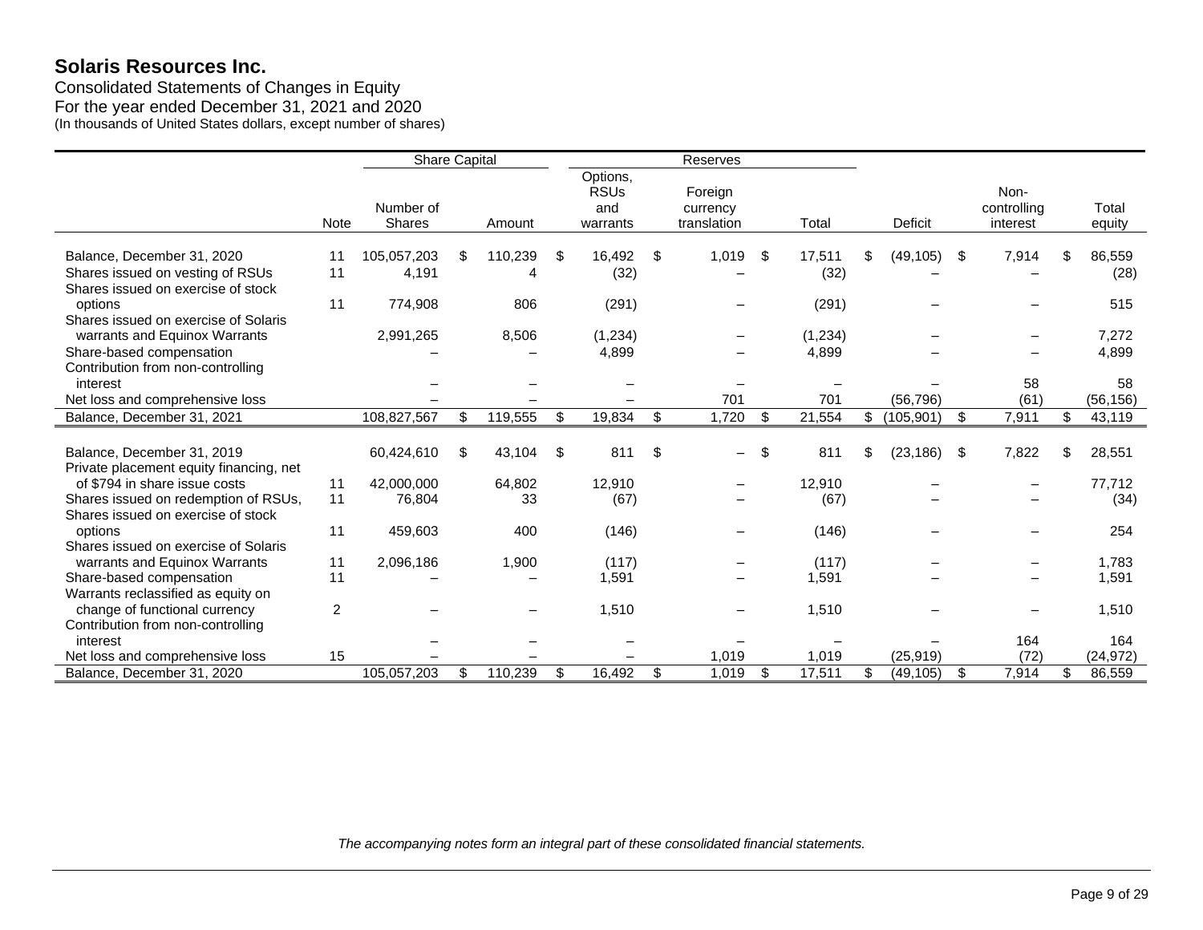# Solaris Resources Inc.

Consolidated Statements of Changes in Equity
For the year ended December 31, 2021 and 2020
(In thousands of United States dollars, except number of shares)

| | | Share Capital | | Reserves | | | | | |
|---|---|---|---|---|---|---|---|---|---|
| | Note | Number of Shares | Amount | Options, RSUs and warrants | Foreign currency translation | Total | Deficit | Non-controlling interest | Total equity |
| Balance, December 31, 2020 | 11 | 105,057,203 | $ 110,239 | $ 16,492 | $ 1,019 | $ 17,511 | $ (49,105) | $ 7,914 | $ 86,559 |
| Shares issued on vesting of RSUs | 11 | 4,191 | 4 | (32) | – | (32) | – | – | (28) |
| Shares issued on exercise of stock options | 11 | 774,908 | 806 | (291) | – | (291) | – | – | 515 |
| Shares issued on exercise of Solaris warrants and Equinox Warrants | | 2,991,265 | 8,506 | (1,234) | – | (1,234) | – | – | 7,272 |
| Share-based compensation | | – | – | 4,899 | – | 4,899 | – | – | 4,899 |
| Contribution from non-controlling interest | | – | – | – | – | – | – | 58 | 58 |
| Net loss and comprehensive loss | | – | – | – | 701 | 701 | (56,796) | (61) | (56,156) |
| Balance, December 31, 2021 | | 108,827,567 | $ 119,555 | $ 19,834 | $ 1,720 | $ 21,554 | $ (105,901) | $ 7,911 | $ 43,119 |
| | | | | | | | | | |
| Balance, December 31, 2019 | | 60,424,610 | $ 43,104 | $ 811 | $ – | $ 811 | $ (23,186) | $ 7,822 | $ 28,551 |
| Private placement equity financing, net of $794 in share issue costs | 11 | 42,000,000 | 64,802 | 12,910 | – | 12,910 | – | – | 77,712 |
| Shares issued on redemption of RSUs, | 11 | 76,804 | 33 | (67) | – | (67) | – | – | (34) |
| Shares issued on exercise of stock options | 11 | 459,603 | 400 | (146) | – | (146) | – | – | 254 |
| Shares issued on exercise of Solaris warrants and Equinox Warrants | 11 | 2,096,186 | 1,900 | (117) | – | (117) | – | – | 1,783 |
| Share-based compensation | 11 | – | – | 1,591 | – | 1,591 | – | – | 1,591 |
| Warrants reclassified as equity on change of functional currency | 2 | – | – | 1,510 | – | 1,510 | – | – | 1,510 |
| Contribution from non-controlling interest | | – | – | – | – | – | – | 164 | 164 |
| Net loss and comprehensive loss | 15 | – | – | – | 1,019 | 1,019 | (25,919) | (72) | (24,972) |
| Balance, December 31, 2020 | | 105,057,203 | $ 110,239 | $ 16,492 | $ 1,019 | $ 17,511 | $ (49,105) | $ 7,914 | $ 86,559 |

*The accompanying notes form an integral part of these consolidated financial statements.*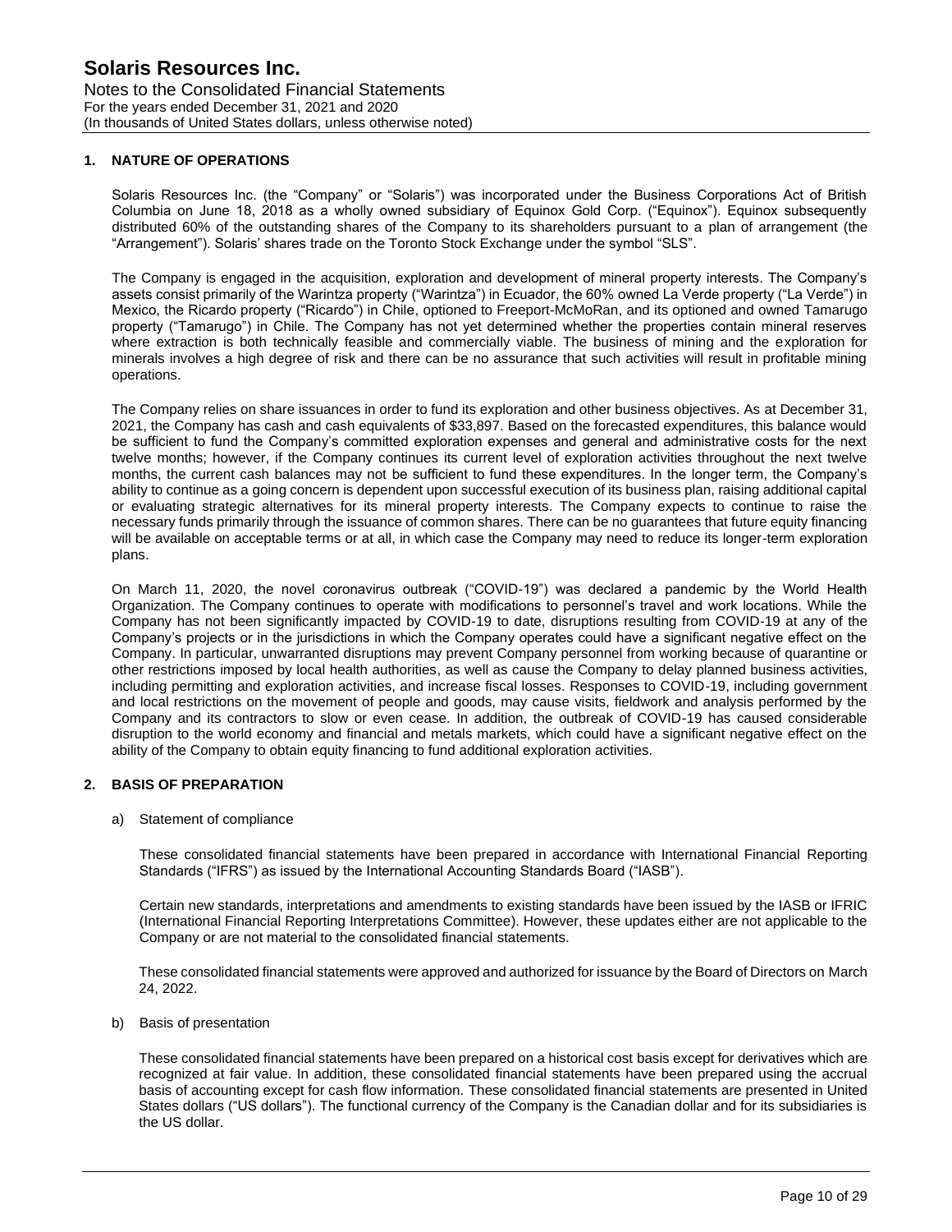## 1. NATURE OF OPERATIONS

Solaris Resources Inc. (the "Company" or "Solaris") was incorporated under the Business Corporations Act of British Columbia on June 18, 2018 as a wholly owned subsidiary of Equinox Gold Corp. ("Equinox"). Equinox subsequently distributed 60% of the outstanding shares of the Company to its shareholders pursuant to a plan of arrangement (the "Arrangement"). Solaris' shares trade on the Toronto Stock Exchange under the symbol "SLS".

The Company is engaged in the acquisition, exploration and development of mineral property interests. The Company's assets consist primarily of the Warintza property ("Warintza") in Ecuador, the 60% owned La Verde property ("La Verde") in Mexico, the Ricardo property ("Ricardo") in Chile, optioned to Freeport-McMoRan, and its optioned and owned Tamarugo property ("Tamarugo") in Chile. The Company has not yet determined whether the properties contain mineral reserves where extraction is both technically feasible and commercially viable. The business of mining and the exploration for minerals involves a high degree of risk and there can be no assurance that such activities will result in profitable mining operations.

The Company relies on share issuances in order to fund its exploration and other business objectives. As at December 31, 2021, the Company has cash and cash equivalents of $33,897. Based on the forecasted expenditures, this balance would be sufficient to fund the Company's committed exploration expenses and general and administrative costs for the next twelve months; however, if the Company continues its current level of exploration activities throughout the next twelve months, the current cash balances may not be sufficient to fund these expenditures. In the longer term, the Company's ability to continue as a going concern is dependent upon successful execution of its business plan, raising additional capital or evaluating strategic alternatives for its mineral property interests. The Company expects to continue to raise the necessary funds primarily through the issuance of common shares. There can be no guarantees that future equity financing will be available on acceptable terms or at all, in which case the Company may need to reduce its longer-term exploration plans.

On March 11, 2020, the novel coronavirus outbreak ("COVID-19") was declared a pandemic by the World Health Organization. The Company continues to operate with modifications to personnel's travel and work locations. While the Company has not been significantly impacted by COVID-19 to date, disruptions resulting from COVID-19 at any of the Company's projects or in the jurisdictions in which the Company operates could have a significant negative effect on the Company. In particular, unwarranted disruptions may prevent Company personnel from working because of quarantine or other restrictions imposed by local health authorities, as well as cause the Company to delay planned business activities, including permitting and exploration activities, and increase fiscal losses. Responses to COVID-19, including government and local restrictions on the movement of people and goods, may cause visits, fieldwork and analysis performed by the Company and its contractors to slow or even cease. In addition, the outbreak of COVID-19 has caused considerable disruption to the world economy and financial and metals markets, which could have a significant negative effect on the ability of the Company to obtain equity financing to fund additional exploration activities.

## 2. BASIS OF PREPARATION

a) Statement of compliance

These consolidated financial statements have been prepared in accordance with International Financial Reporting Standards ("IFRS") as issued by the International Accounting Standards Board ("IASB").

Certain new standards, interpretations and amendments to existing standards have been issued by the IASB or IFRIC (International Financial Reporting Interpretations Committee). However, these updates either are not applicable to the Company or are not material to the consolidated financial statements.

These consolidated financial statements were approved and authorized for issuance by the Board of Directors on March 24, 2022.

b) Basis of presentation

These consolidated financial statements have been prepared on a historical cost basis except for derivatives which are recognized at fair value. In addition, these consolidated financial statements have been prepared using the accrual basis of accounting except for cash flow information. These consolidated financial statements are presented in United States dollars ("US dollars"). The functional currency of the Company is the Canadian dollar and for its subsidiaries is the US dollar.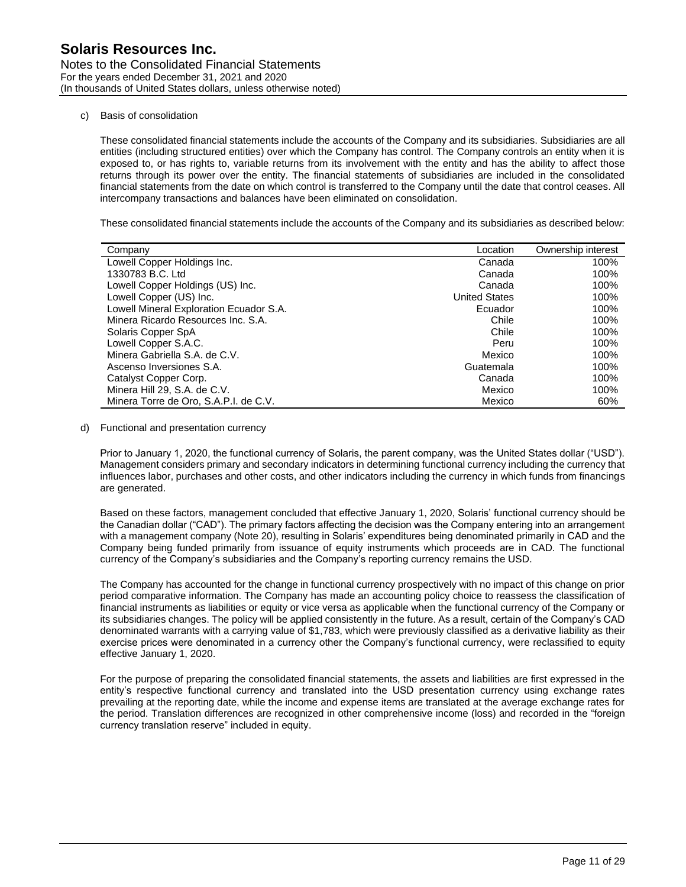c) Basis of consolidation

These consolidated financial statements include the accounts of the Company and its subsidiaries. Subsidiaries are all entities (including structured entities) over which the Company has control. The Company controls an entity when it is exposed to, or has rights to, variable returns from its involvement with the entity and has the ability to affect those returns through its power over the entity. The financial statements of subsidiaries are included in the consolidated financial statements from the date on which control is transferred to the Company until the date that control ceases. All intercompany transactions and balances have been eliminated on consolidation.

These consolidated financial statements include the accounts of the Company and its subsidiaries as described below:

| Company | Location | Ownership interest |
|---|---|---|
| Lowell Copper Holdings Inc. | Canada | 100% |
| 1330783 B.C. Ltd | Canada | 100% |
| Lowell Copper Holdings (US) Inc. | Canada | 100% |
| Lowell Copper (US) Inc. | United States | 100% |
| Lowell Mineral Exploration Ecuador S.A. | Ecuador | 100% |
| Minera Ricardo Resources Inc. S.A. | Chile | 100% |
| Solaris Copper SpA | Chile | 100% |
| Lowell Copper S.A.C. | Peru | 100% |
| Minera Gabriella S.A. de C.V. | Mexico | 100% |
| Ascenso Inversiones S.A. | Guatemala | 100% |
| Catalyst Copper Corp. | Canada | 100% |
| Minera Hill 29, S.A. de C.V. | Mexico | 100% |
| Minera Torre de Oro, S.A.P.I. de C.V. | Mexico | 60% |

d) Functional and presentation currency

Prior to January 1, 2020, the functional currency of Solaris, the parent company, was the United States dollar ("USD"). Management considers primary and secondary indicators in determining functional currency including the currency that influences labor, purchases and other costs, and other indicators including the currency in which funds from financings are generated.

Based on these factors, management concluded that effective January 1, 2020, Solaris' functional currency should be the Canadian dollar ("CAD"). The primary factors affecting the decision was the Company entering into an arrangement with a management company (Note 20), resulting in Solaris' expenditures being denominated primarily in CAD and the Company being funded primarily from issuance of equity instruments which proceeds are in CAD. The functional currency of the Company's subsidiaries and the Company's reporting currency remains the USD.

The Company has accounted for the change in functional currency prospectively with no impact of this change on prior period comparative information. The Company has made an accounting policy choice to reassess the classification of financial instruments as liabilities or equity or vice versa as applicable when the functional currency of the Company or its subsidiaries changes. The policy will be applied consistently in the future. As a result, certain of the Company's CAD denominated warrants with a carrying value of $1,783, which were previously classified as a derivative liability as their exercise prices were denominated in a currency other the Company's functional currency, were reclassified to equity effective January 1, 2020.

For the purpose of preparing the consolidated financial statements, the assets and liabilities are first expressed in the entity's respective functional currency and translated into the USD presentation currency using exchange rates prevailing at the reporting date, while the income and expense items are translated at the average exchange rates for the period. Translation differences are recognized in other comprehensive income (loss) and recorded in the "foreign currency translation reserve" included in equity.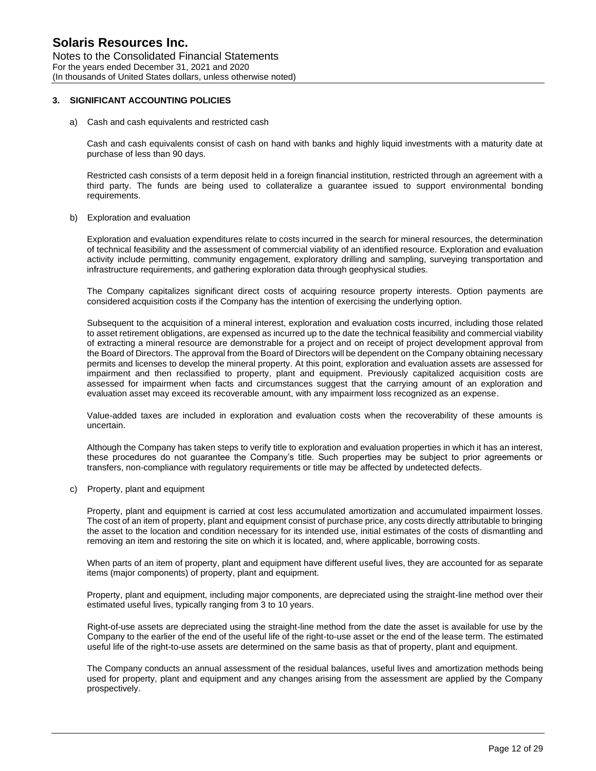## 3. SIGNIFICANT ACCOUNTING POLICIES

a) Cash and cash equivalents and restricted cash

Cash and cash equivalents consist of cash on hand with banks and highly liquid investments with a maturity date at purchase of less than 90 days.

Restricted cash consists of a term deposit held in a foreign financial institution, restricted through an agreement with a third party. The funds are being used to collateralize a guarantee issued to support environmental bonding requirements.

b) Exploration and evaluation

Exploration and evaluation expenditures relate to costs incurred in the search for mineral resources, the determination of technical feasibility and the assessment of commercial viability of an identified resource. Exploration and evaluation activity include permitting, community engagement, exploratory drilling and sampling, surveying transportation and infrastructure requirements, and gathering exploration data through geophysical studies.

The Company capitalizes significant direct costs of acquiring resource property interests. Option payments are considered acquisition costs if the Company has the intention of exercising the underlying option.

Subsequent to the acquisition of a mineral interest, exploration and evaluation costs incurred, including those related to asset retirement obligations, are expensed as incurred up to the date the technical feasibility and commercial viability of extracting a mineral resource are demonstrable for a project and on receipt of project development approval from the Board of Directors. The approval from the Board of Directors will be dependent on the Company obtaining necessary permits and licenses to develop the mineral property. At this point, exploration and evaluation assets are assessed for impairment and then reclassified to property, plant and equipment. Previously capitalized acquisition costs are assessed for impairment when facts and circumstances suggest that the carrying amount of an exploration and evaluation asset may exceed its recoverable amount, with any impairment loss recognized as an expense.

Value-added taxes are included in exploration and evaluation costs when the recoverability of these amounts is uncertain.

Although the Company has taken steps to verify title to exploration and evaluation properties in which it has an interest, these procedures do not guarantee the Company's title. Such properties may be subject to prior agreements or transfers, non-compliance with regulatory requirements or title may be affected by undetected defects.

c) Property, plant and equipment

Property, plant and equipment is carried at cost less accumulated amortization and accumulated impairment losses. The cost of an item of property, plant and equipment consist of purchase price, any costs directly attributable to bringing the asset to the location and condition necessary for its intended use, initial estimates of the costs of dismantling and removing an item and restoring the site on which it is located, and, where applicable, borrowing costs.

When parts of an item of property, plant and equipment have different useful lives, they are accounted for as separate items (major components) of property, plant and equipment.

Property, plant and equipment, including major components, are depreciated using the straight-line method over their estimated useful lives, typically ranging from 3 to 10 years.

Right-of-use assets are depreciated using the straight-line method from the date the asset is available for use by the Company to the earlier of the end of the useful life of the right-to-use asset or the end of the lease term. The estimated useful life of the right-to-use assets are determined on the same basis as that of property, plant and equipment.

The Company conducts an annual assessment of the residual balances, useful lives and amortization methods being used for property, plant and equipment and any changes arising from the assessment are applied by the Company prospectively.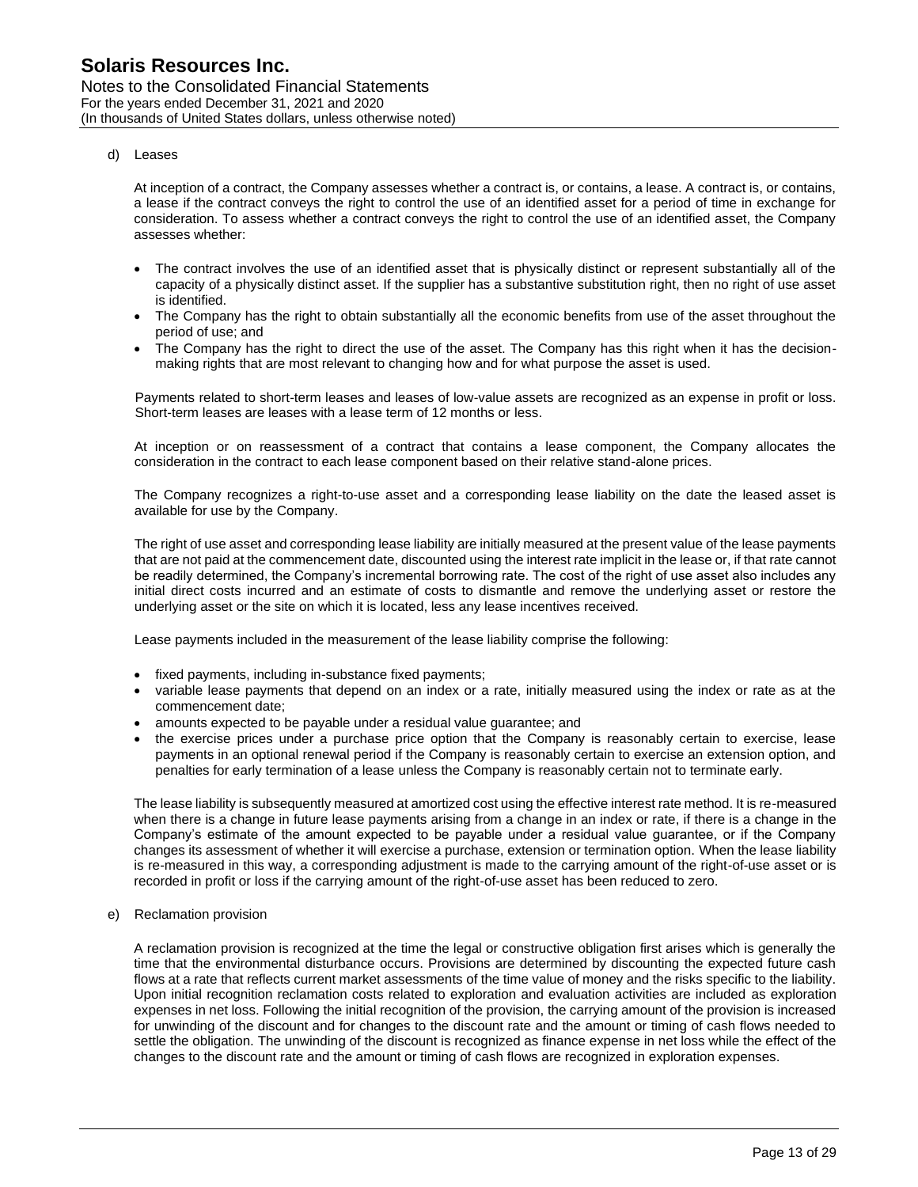d) Leases

At inception of a contract, the Company assesses whether a contract is, or contains, a lease. A contract is, or contains, a lease if the contract conveys the right to control the use of an identified asset for a period of time in exchange for consideration. To assess whether a contract conveys the right to control the use of an identified asset, the Company assesses whether:

- The contract involves the use of an identified asset that is physically distinct or represent substantially all of the capacity of a physically distinct asset. If the supplier has a substantive substitution right, then no right of use asset is identified.
- The Company has the right to obtain substantially all the economic benefits from use of the asset throughout the period of use; and
- The Company has the right to direct the use of the asset. The Company has this right when it has the decision-making rights that are most relevant to changing how and for what purpose the asset is used.

Payments related to short-term leases and leases of low-value assets are recognized as an expense in profit or loss. Short-term leases are leases with a lease term of 12 months or less.

At inception or on reassessment of a contract that contains a lease component, the Company allocates the consideration in the contract to each lease component based on their relative stand-alone prices.

The Company recognizes a right-to-use asset and a corresponding lease liability on the date the leased asset is available for use by the Company.

The right of use asset and corresponding lease liability are initially measured at the present value of the lease payments that are not paid at the commencement date, discounted using the interest rate implicit in the lease or, if that rate cannot be readily determined, the Company's incremental borrowing rate. The cost of the right of use asset also includes any initial direct costs incurred and an estimate of costs to dismantle and remove the underlying asset or restore the underlying asset or the site on which it is located, less any lease incentives received.

Lease payments included in the measurement of the lease liability comprise the following:

- fixed payments, including in-substance fixed payments;
- variable lease payments that depend on an index or a rate, initially measured using the index or rate as at the commencement date;
- amounts expected to be payable under a residual value guarantee; and
- the exercise prices under a purchase price option that the Company is reasonably certain to exercise, lease payments in an optional renewal period if the Company is reasonably certain to exercise an extension option, and penalties for early termination of a lease unless the Company is reasonably certain not to terminate early.

The lease liability is subsequently measured at amortized cost using the effective interest rate method. It is re-measured when there is a change in future lease payments arising from a change in an index or rate, if there is a change in the Company's estimate of the amount expected to be payable under a residual value guarantee, or if the Company changes its assessment of whether it will exercise a purchase, extension or termination option. When the lease liability is re-measured in this way, a corresponding adjustment is made to the carrying amount of the right-of-use asset or is recorded in profit or loss if the carrying amount of the right-of-use asset has been reduced to zero.

e) Reclamation provision

A reclamation provision is recognized at the time the legal or constructive obligation first arises which is generally the time that the environmental disturbance occurs. Provisions are determined by discounting the expected future cash flows at a rate that reflects current market assessments of the time value of money and the risks specific to the liability. Upon initial recognition reclamation costs related to exploration and evaluation activities are included as exploration expenses in net loss. Following the initial recognition of the provision, the carrying amount of the provision is increased for unwinding of the discount and for changes to the discount rate and the amount or timing of cash flows needed to settle the obligation. The unwinding of the discount is recognized as finance expense in net loss while the effect of the changes to the discount rate and the amount or timing of cash flows are recognized in exploration expenses.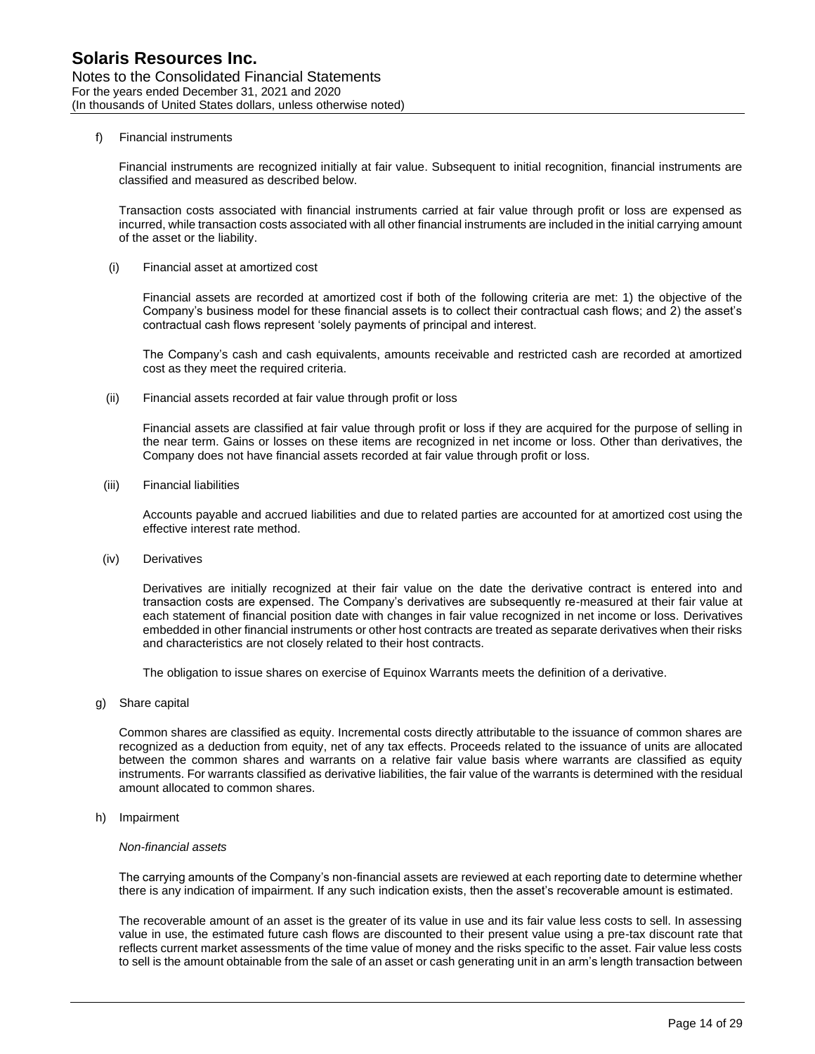f) Financial instruments

Financial instruments are recognized initially at fair value. Subsequent to initial recognition, financial instruments are classified and measured as described below.

Transaction costs associated with financial instruments carried at fair value through profit or loss are expensed as incurred, while transaction costs associated with all other financial instruments are included in the initial carrying amount of the asset or the liability.

(i) Financial asset at amortized cost

Financial assets are recorded at amortized cost if both of the following criteria are met: 1) the objective of the Company's business model for these financial assets is to collect their contractual cash flows; and 2) the asset's contractual cash flows represent 'solely payments of principal and interest.

The Company's cash and cash equivalents, amounts receivable and restricted cash are recorded at amortized cost as they meet the required criteria.

(ii) Financial assets recorded at fair value through profit or loss

Financial assets are classified at fair value through profit or loss if they are acquired for the purpose of selling in the near term. Gains or losses on these items are recognized in net income or loss. Other than derivatives, the Company does not have financial assets recorded at fair value through profit or loss.

(iii) Financial liabilities

Accounts payable and accrued liabilities and due to related parties are accounted for at amortized cost using the effective interest rate method.

(iv) Derivatives

Derivatives are initially recognized at their fair value on the date the derivative contract is entered into and transaction costs are expensed. The Company's derivatives are subsequently re-measured at their fair value at each statement of financial position date with changes in fair value recognized in net income or loss. Derivatives embedded in other financial instruments or other host contracts are treated as separate derivatives when their risks and characteristics are not closely related to their host contracts.

The obligation to issue shares on exercise of Equinox Warrants meets the definition of a derivative.

g) Share capital

Common shares are classified as equity. Incremental costs directly attributable to the issuance of common shares are recognized as a deduction from equity, net of any tax effects. Proceeds related to the issuance of units are allocated between the common shares and warrants on a relative fair value basis where warrants are classified as equity instruments. For warrants classified as derivative liabilities, the fair value of the warrants is determined with the residual amount allocated to common shares.

h) Impairment

*Non-financial assets*

The carrying amounts of the Company's non-financial assets are reviewed at each reporting date to determine whether there is any indication of impairment. If any such indication exists, then the asset's recoverable amount is estimated.

The recoverable amount of an asset is the greater of its value in use and its fair value less costs to sell. In assessing value in use, the estimated future cash flows are discounted to their present value using a pre-tax discount rate that reflects current market assessments of the time value of money and the risks specific to the asset. Fair value less costs to sell is the amount obtainable from the sale of an asset or cash generating unit in an arm's length transaction between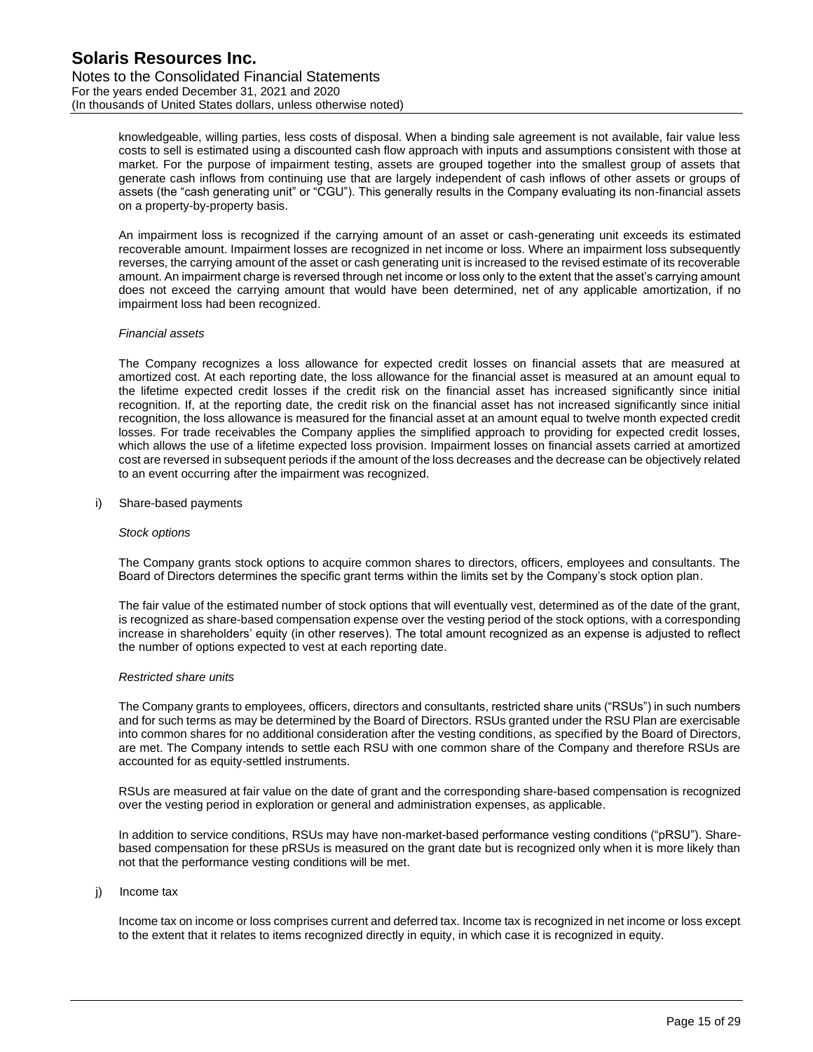knowledgeable, willing parties, less costs of disposal. When a binding sale agreement is not available, fair value less costs to sell is estimated using a discounted cash flow approach with inputs and assumptions consistent with those at market. For the purpose of impairment testing, assets are grouped together into the smallest group of assets that generate cash inflows from continuing use that are largely independent of cash inflows of other assets or groups of assets (the "cash generating unit" or "CGU"). This generally results in the Company evaluating its non-financial assets on a property-by-property basis.

An impairment loss is recognized if the carrying amount of an asset or cash-generating unit exceeds its estimated recoverable amount. Impairment losses are recognized in net income or loss. Where an impairment loss subsequently reverses, the carrying amount of the asset or cash generating unit is increased to the revised estimate of its recoverable amount. An impairment charge is reversed through net income or loss only to the extent that the asset's carrying amount does not exceed the carrying amount that would have been determined, net of any applicable amortization, if no impairment loss had been recognized.

*Financial assets*

The Company recognizes a loss allowance for expected credit losses on financial assets that are measured at amortized cost. At each reporting date, the loss allowance for the financial asset is measured at an amount equal to the lifetime expected credit losses if the credit risk on the financial asset has increased significantly since initial recognition. If, at the reporting date, the credit risk on the financial asset has not increased significantly since initial recognition, the loss allowance is measured for the financial asset at an amount equal to twelve month expected credit losses. For trade receivables the Company applies the simplified approach to providing for expected credit losses, which allows the use of a lifetime expected loss provision. Impairment losses on financial assets carried at amortized cost are reversed in subsequent periods if the amount of the loss decreases and the decrease can be objectively related to an event occurring after the impairment was recognized.

i) Share-based payments

*Stock options*

The Company grants stock options to acquire common shares to directors, officers, employees and consultants. The Board of Directors determines the specific grant terms within the limits set by the Company's stock option plan.

The fair value of the estimated number of stock options that will eventually vest, determined as of the date of the grant, is recognized as share-based compensation expense over the vesting period of the stock options, with a corresponding increase in shareholders' equity (in other reserves). The total amount recognized as an expense is adjusted to reflect the number of options expected to vest at each reporting date.

*Restricted share units*

The Company grants to employees, officers, directors and consultants, restricted share units ("RSUs") in such numbers and for such terms as may be determined by the Board of Directors. RSUs granted under the RSU Plan are exercisable into common shares for no additional consideration after the vesting conditions, as specified by the Board of Directors, are met. The Company intends to settle each RSU with one common share of the Company and therefore RSUs are accounted for as equity-settled instruments.

RSUs are measured at fair value on the date of grant and the corresponding share-based compensation is recognized over the vesting period in exploration or general and administration expenses, as applicable.

In addition to service conditions, RSUs may have non-market-based performance vesting conditions ("pRSU"). Share-based compensation for these pRSUs is measured on the grant date but is recognized only when it is more likely than not that the performance vesting conditions will be met.

j) Income tax

Income tax on income or loss comprises current and deferred tax. Income tax is recognized in net income or loss except to the extent that it relates to items recognized directly in equity, in which case it is recognized in equity.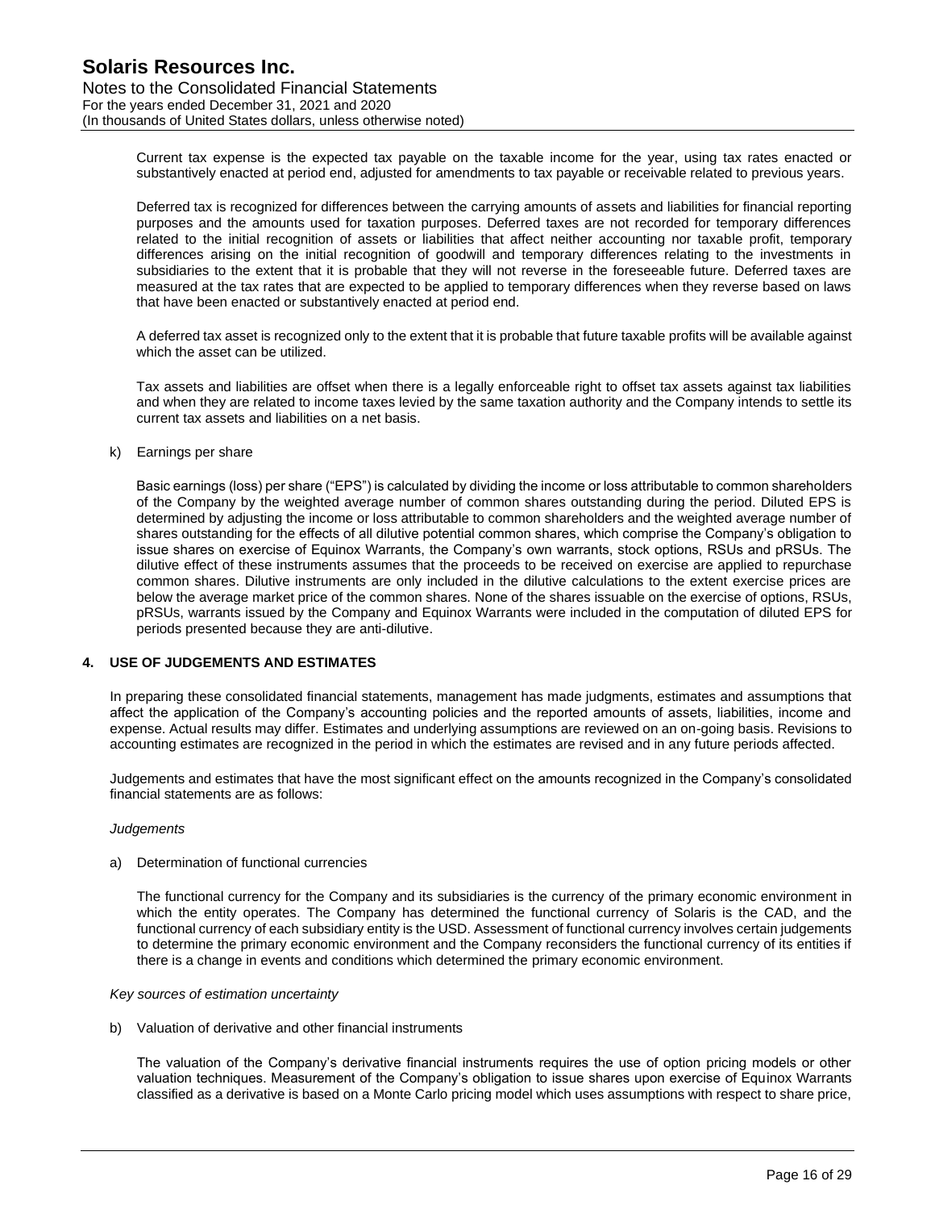Current tax expense is the expected tax payable on the taxable income for the year, using tax rates enacted or substantively enacted at period end, adjusted for amendments to tax payable or receivable related to previous years.

Deferred tax is recognized for differences between the carrying amounts of assets and liabilities for financial reporting purposes and the amounts used for taxation purposes. Deferred taxes are not recorded for temporary differences related to the initial recognition of assets or liabilities that affect neither accounting nor taxable profit, temporary differences arising on the initial recognition of goodwill and temporary differences relating to the investments in subsidiaries to the extent that it is probable that they will not reverse in the foreseeable future. Deferred taxes are measured at the tax rates that are expected to be applied to temporary differences when they reverse based on laws that have been enacted or substantively enacted at period end.

A deferred tax asset is recognized only to the extent that it is probable that future taxable profits will be available against which the asset can be utilized.

Tax assets and liabilities are offset when there is a legally enforceable right to offset tax assets against tax liabilities and when they are related to income taxes levied by the same taxation authority and the Company intends to settle its current tax assets and liabilities on a net basis.

k) Earnings per share

Basic earnings (loss) per share ("EPS") is calculated by dividing the income or loss attributable to common shareholders of the Company by the weighted average number of common shares outstanding during the period. Diluted EPS is determined by adjusting the income or loss attributable to common shareholders and the weighted average number of shares outstanding for the effects of all dilutive potential common shares, which comprise the Company's obligation to issue shares on exercise of Equinox Warrants, the Company's own warrants, stock options, RSUs and pRSUs. The dilutive effect of these instruments assumes that the proceeds to be received on exercise are applied to repurchase common shares. Dilutive instruments are only included in the dilutive calculations to the extent exercise prices are below the average market price of the common shares. None of the shares issuable on the exercise of options, RSUs, pRSUs, warrants issued by the Company and Equinox Warrants were included in the computation of diluted EPS for periods presented because they are anti-dilutive.

## 4. USE OF JUDGEMENTS AND ESTIMATES

In preparing these consolidated financial statements, management has made judgments, estimates and assumptions that affect the application of the Company's accounting policies and the reported amounts of assets, liabilities, income and expense. Actual results may differ. Estimates and underlying assumptions are reviewed on an on-going basis. Revisions to accounting estimates are recognized in the period in which the estimates are revised and in any future periods affected.

Judgements and estimates that have the most significant effect on the amounts recognized in the Company's consolidated financial statements are as follows:

*Judgements*

a) Determination of functional currencies

The functional currency for the Company and its subsidiaries is the currency of the primary economic environment in which the entity operates. The Company has determined the functional currency of Solaris is the CAD, and the functional currency of each subsidiary entity is the USD. Assessment of functional currency involves certain judgements to determine the primary economic environment and the Company reconsiders the functional currency of its entities if there is a change in events and conditions which determined the primary economic environment.

*Key sources of estimation uncertainty*

b) Valuation of derivative and other financial instruments

The valuation of the Company's derivative financial instruments requires the use of option pricing models or other valuation techniques. Measurement of the Company's obligation to issue shares upon exercise of Equinox Warrants classified as a derivative is based on a Monte Carlo pricing model which uses assumptions with respect to share price,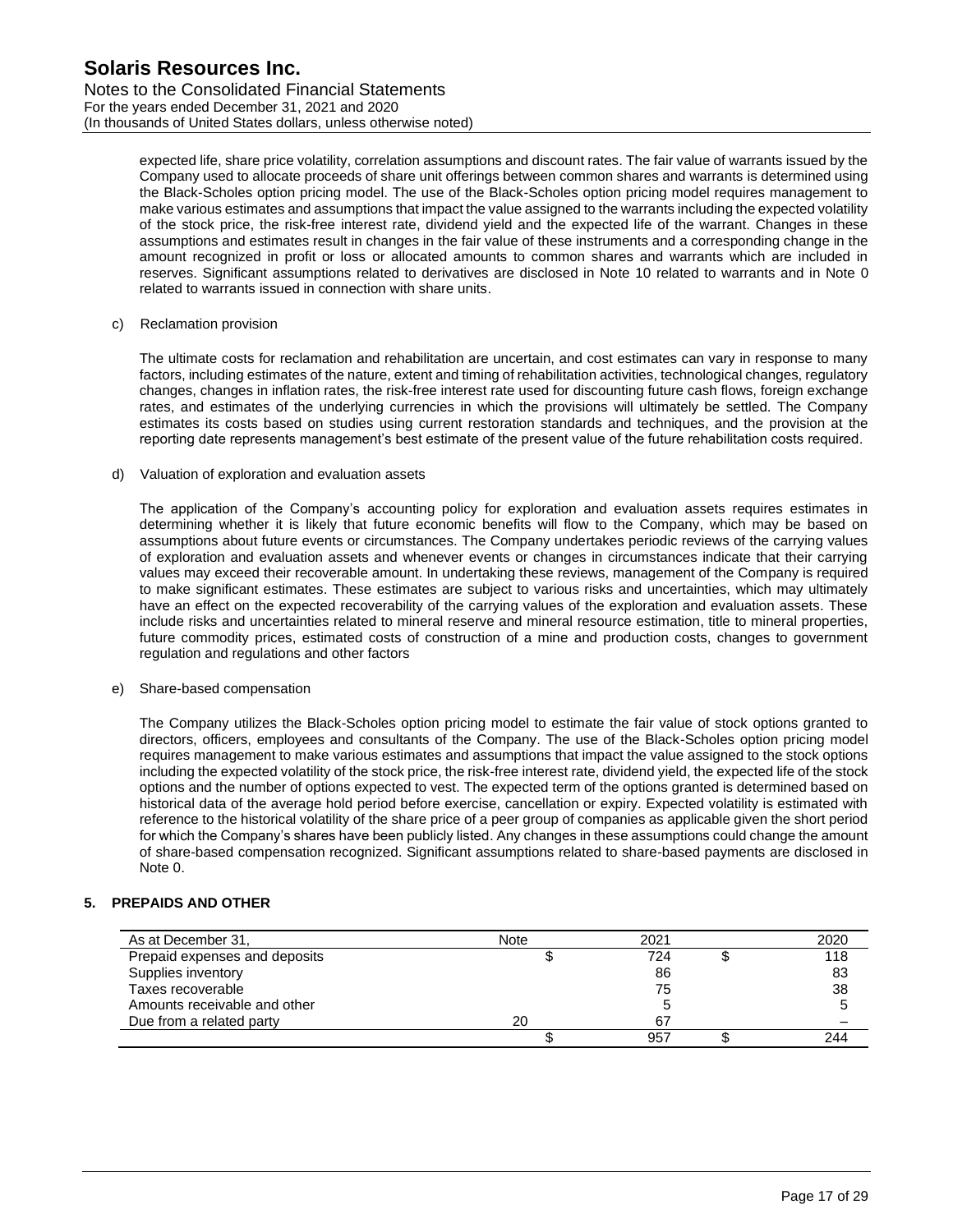expected life, share price volatility, correlation assumptions and discount rates. The fair value of warrants issued by the Company used to allocate proceeds of share unit offerings between common shares and warrants is determined using the Black-Scholes option pricing model. The use of the Black-Scholes option pricing model requires management to make various estimates and assumptions that impact the value assigned to the warrants including the expected volatility of the stock price, the risk-free interest rate, dividend yield and the expected life of the warrant. Changes in these assumptions and estimates result in changes in the fair value of these instruments and a corresponding change in the amount recognized in profit or loss or allocated amounts to common shares and warrants which are included in reserves. Significant assumptions related to derivatives are disclosed in Note 10 related to warrants and in Note 0 related to warrants issued in connection with share units.

c) Reclamation provision

The ultimate costs for reclamation and rehabilitation are uncertain, and cost estimates can vary in response to many factors, including estimates of the nature, extent and timing of rehabilitation activities, technological changes, regulatory changes, changes in inflation rates, the risk-free interest rate used for discounting future cash flows, foreign exchange rates, and estimates of the underlying currencies in which the provisions will ultimately be settled. The Company estimates its costs based on studies using current restoration standards and techniques, and the provision at the reporting date represents management's best estimate of the present value of the future rehabilitation costs required.

d) Valuation of exploration and evaluation assets

The application of the Company's accounting policy for exploration and evaluation assets requires estimates in determining whether it is likely that future economic benefits will flow to the Company, which may be based on assumptions about future events or circumstances. The Company undertakes periodic reviews of the carrying values of exploration and evaluation assets and whenever events or changes in circumstances indicate that their carrying values may exceed their recoverable amount. In undertaking these reviews, management of the Company is required to make significant estimates. These estimates are subject to various risks and uncertainties, which may ultimately have an effect on the expected recoverability of the carrying values of the exploration and evaluation assets. These include risks and uncertainties related to mineral reserve and mineral resource estimation, title to mineral properties, future commodity prices, estimated costs of construction of a mine and production costs, changes to government regulation and regulations and other factors

e) Share-based compensation

The Company utilizes the Black-Scholes option pricing model to estimate the fair value of stock options granted to directors, officers, employees and consultants of the Company. The use of the Black-Scholes option pricing model requires management to make various estimates and assumptions that impact the value assigned to the stock options including the expected volatility of the stock price, the risk-free interest rate, dividend yield, the expected life of the stock options and the number of options expected to vest. The expected term of the options granted is determined based on historical data of the average hold period before exercise, cancellation or expiry. Expected volatility is estimated with reference to the historical volatility of the share price of a peer group of companies as applicable given the short period for which the Company's shares have been publicly listed. Any changes in these assumptions could change the amount of share-based compensation recognized. Significant assumptions related to share-based payments are disclosed in Note 0.

## 5. PREPAIDS AND OTHER

| As at December 31, | Note | 2021 | 2020 |
|---|---|---|---|
| Prepaid expenses and deposits | | $ 724 | $ 118 |
| Supplies inventory | | 86 | 83 |
| Taxes recoverable | | 75 | 38 |
| Amounts receivable and other | | 5 | 5 |
| Due from a related party | 20 | 67 | – |
| | | $ 957 | $ 244 |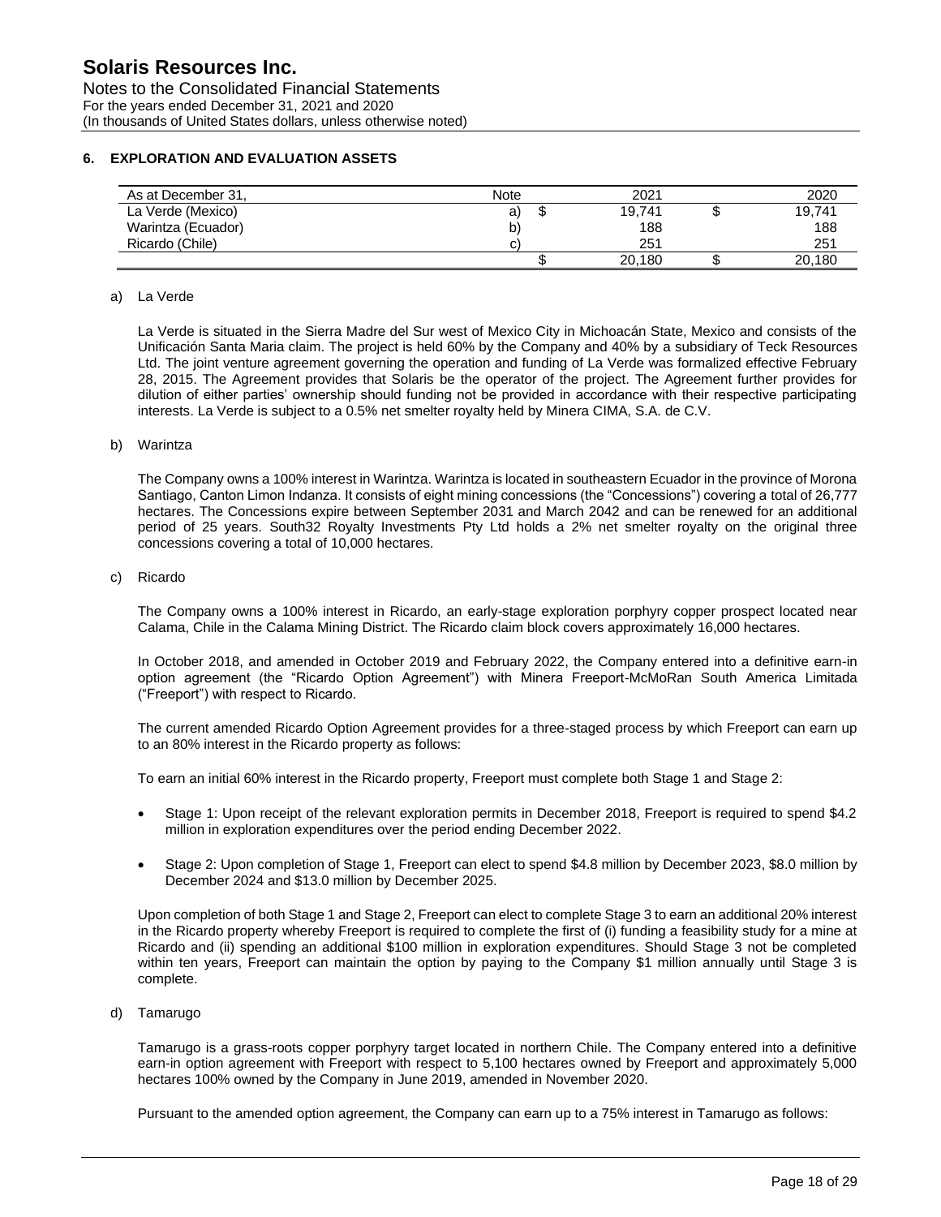## 6. EXPLORATION AND EVALUATION ASSETS

| As at December 31, | Note | 2021 | 2020 |
|---|---|---|---|
| La Verde (Mexico) | a) | $ 19,741 | $ 19,741 |
| Warintza (Ecuador) | b) | 188 | 188 |
| Ricardo (Chile) | c) | 251 | 251 |
| | | $ 20,180 | $ 20,180 |

a) La Verde

La Verde is situated in the Sierra Madre del Sur west of Mexico City in Michoacán State, Mexico and consists of the Unificación Santa Maria claim. The project is held 60% by the Company and 40% by a subsidiary of Teck Resources Ltd. The joint venture agreement governing the operation and funding of La Verde was formalized effective February 28, 2015. The Agreement provides that Solaris be the operator of the project. The Agreement further provides for dilution of either parties' ownership should funding not be provided in accordance with their respective participating interests. La Verde is subject to a 0.5% net smelter royalty held by Minera CIMA, S.A. de C.V.

b) Warintza

The Company owns a 100% interest in Warintza. Warintza is located in southeastern Ecuador in the province of Morona Santiago, Canton Limon Indanza. It consists of eight mining concessions (the "Concessions") covering a total of 26,777 hectares. The Concessions expire between September 2031 and March 2042 and can be renewed for an additional period of 25 years. South32 Royalty Investments Pty Ltd holds a 2% net smelter royalty on the original three concessions covering a total of 10,000 hectares.

c) Ricardo

The Company owns a 100% interest in Ricardo, an early-stage exploration porphyry copper prospect located near Calama, Chile in the Calama Mining District. The Ricardo claim block covers approximately 16,000 hectares.

In October 2018, and amended in October 2019 and February 2022, the Company entered into a definitive earn-in option agreement (the "Ricardo Option Agreement") with Minera Freeport-McMoRan South America Limitada ("Freeport") with respect to Ricardo.

The current amended Ricardo Option Agreement provides for a three-staged process by which Freeport can earn up to an 80% interest in the Ricardo property as follows:

To earn an initial 60% interest in the Ricardo property, Freeport must complete both Stage 1 and Stage 2:

- Stage 1: Upon receipt of the relevant exploration permits in December 2018, Freeport is required to spend $4.2 million in exploration expenditures over the period ending December 2022.
- Stage 2: Upon completion of Stage 1, Freeport can elect to spend $4.8 million by December 2023, $8.0 million by December 2024 and $13.0 million by December 2025.

Upon completion of both Stage 1 and Stage 2, Freeport can elect to complete Stage 3 to earn an additional 20% interest in the Ricardo property whereby Freeport is required to complete the first of (i) funding a feasibility study for a mine at Ricardo and (ii) spending an additional $100 million in exploration expenditures. Should Stage 3 not be completed within ten years, Freeport can maintain the option by paying to the Company $1 million annually until Stage 3 is complete.

d) Tamarugo

Tamarugo is a grass-roots copper porphyry target located in northern Chile. The Company entered into a definitive earn-in option agreement with Freeport with respect to 5,100 hectares owned by Freeport and approximately 5,000 hectares 100% owned by the Company in June 2019, amended in November 2020.

Pursuant to the amended option agreement, the Company can earn up to a 75% interest in Tamarugo as follows: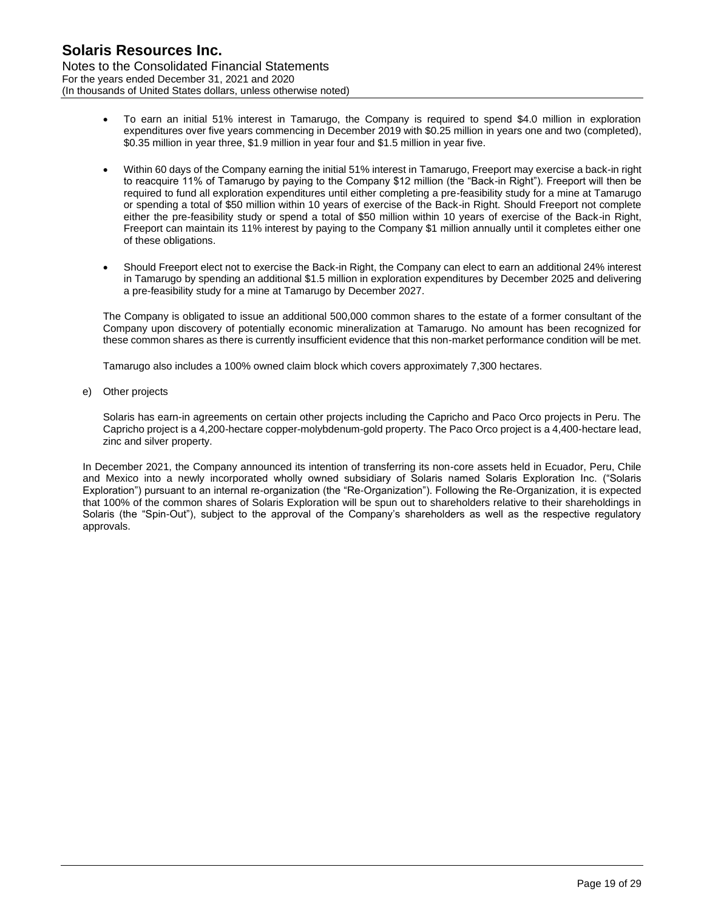- To earn an initial 51% interest in Tamarugo, the Company is required to spend $4.0 million in exploration expenditures over five years commencing in December 2019 with $0.25 million in years one and two (completed), $0.35 million in year three, $1.9 million in year four and $1.5 million in year five.

- Within 60 days of the Company earning the initial 51% interest in Tamarugo, Freeport may exercise a back-in right to reacquire 11% of Tamarugo by paying to the Company $12 million (the "Back-in Right"). Freeport will then be required to fund all exploration expenditures until either completing a pre-feasibility study for a mine at Tamarugo or spending a total of $50 million within 10 years of exercise of the Back-in Right. Should Freeport not complete either the pre-feasibility study or spend a total of $50 million within 10 years of exercise of the Back-in Right, Freeport can maintain its 11% interest by paying to the Company $1 million annually until it completes either one of these obligations.

- Should Freeport elect not to exercise the Back-in Right, the Company can elect to earn an additional 24% interest in Tamarugo by spending an additional $1.5 million in exploration expenditures by December 2025 and delivering a pre-feasibility study for a mine at Tamarugo by December 2027.

The Company is obligated to issue an additional 500,000 common shares to the estate of a former consultant of the Company upon discovery of potentially economic mineralization at Tamarugo. No amount has been recognized for these common shares as there is currently insufficient evidence that this non-market performance condition will be met.

Tamarugo also includes a 100% owned claim block which covers approximately 7,300 hectares.

e) Other projects

Solaris has earn-in agreements on certain other projects including the Capricho and Paco Orco projects in Peru. The Capricho project is a 4,200-hectare copper-molybdenum-gold property. The Paco Orco project is a 4,400-hectare lead, zinc and silver property.

In December 2021, the Company announced its intention of transferring its non-core assets held in Ecuador, Peru, Chile and Mexico into a newly incorporated wholly owned subsidiary of Solaris named Solaris Exploration Inc. ("Solaris Exploration") pursuant to an internal re-organization (the "Re-Organization"). Following the Re-Organization, it is expected that 100% of the common shares of Solaris Exploration will be spun out to shareholders relative to their shareholdings in Solaris (the "Spin-Out"), subject to the approval of the Company's shareholders as well as the respective regulatory approvals.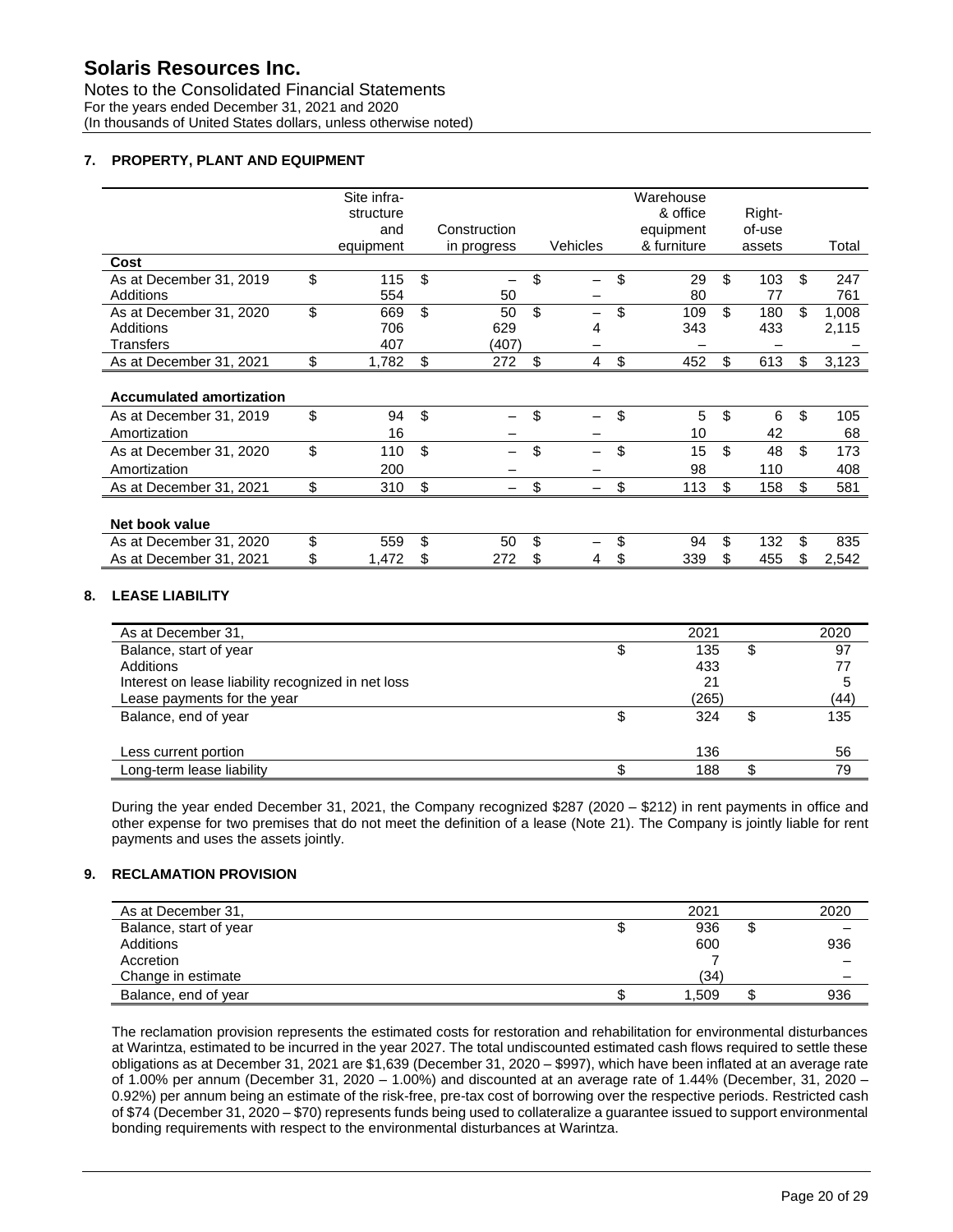## 7. PROPERTY, PLANT AND EQUIPMENT

| | Site infra-structure and equipment | Construction in progress | Vehicles | Warehouse & office equipment & furniture | Right-of-use assets | Total |
|---|---|---|---|---|---|---|
| **Cost** | | | | | | |
| As at December 31, 2019 | $ 115 | $ – | $ – | $ 29 | $ 103 | $ 247 |
| Additions | 554 | 50 | – | 80 | 77 | 761 |
| As at December 31, 2020 | $ 669 | $ 50 | $ – | $ 109 | $ 180 | $ 1,008 |
| Additions | 706 | 629 | 4 | 343 | 433 | 2,115 |
| Transfers | 407 | (407) | – | – | – | – |
| As at December 31, 2021 | $ 1,782 | $ 272 | $ 4 | $ 452 | $ 613 | $ 3,123 |
| **Accumulated amortization** | | | | | | |
| As at December 31, 2019 | $ 94 | $ – | $ – | $ 5 | $ 6 | $ 105 |
| Amortization | 16 | – | – | 10 | 42 | 68 |
| As at December 31, 2020 | $ 110 | $ – | $ – | $ 15 | $ 48 | $ 173 |
| Amortization | 200 | – | – | 98 | 110 | 408 |
| As at December 31, 2021 | $ 310 | $ – | $ – | $ 113 | $ 158 | $ 581 |
| **Net book value** | | | | | | |
| As at December 31, 2020 | $ 559 | $ 50 | $ – | $ 94 | $ 132 | $ 835 |
| As at December 31, 2021 | $ 1,472 | $ 272 | $ 4 | $ 339 | $ 455 | $ 2,542 |

## 8. LEASE LIABILITY

| As at December 31, | 2021 | 2020 |
|---|---|---|
| Balance, start of year | $ 135 | $ 97 |
| Additions | 433 | 77 |
| Interest on lease liability recognized in net loss | 21 | 5 |
| Lease payments for the year | (265) | (44) |
| Balance, end of year | $ 324 | $ 135 |
| Less current portion | 136 | 56 |
| Long-term lease liability | $ 188 | $ 79 |

During the year ended December 31, 2021, the Company recognized $287 (2020 – $212) in rent payments in office and other expense for two premises that do not meet the definition of a lease (Note 21). The Company is jointly liable for rent payments and uses the assets jointly.

## 9. RECLAMATION PROVISION

| As at December 31, | 2021 | 2020 |
|---|---|---|
| Balance, start of year | $ 936 | $ – |
| Additions | 600 | 936 |
| Accretion | 7 | – |
| Change in estimate | (34) | – |
| Balance, end of year | $ 1,509 | $ 936 |

The reclamation provision represents the estimated costs for restoration and rehabilitation for environmental disturbances at Warintza, estimated to be incurred in the year 2027. The total undiscounted estimated cash flows required to settle these obligations as at December 31, 2021 are $1,639 (December 31, 2020 – $997), which have been inflated at an average rate of 1.00% per annum (December 31, 2020 – 1.00%) and discounted at an average rate of 1.44% (December, 31, 2020 – 0.92%) per annum being an estimate of the risk-free, pre-tax cost of borrowing over the respective periods. Restricted cash of $74 (December 31, 2020 – $70) represents funds being used to collateralize a guarantee issued to support environmental bonding requirements with respect to the environmental disturbances at Warintza.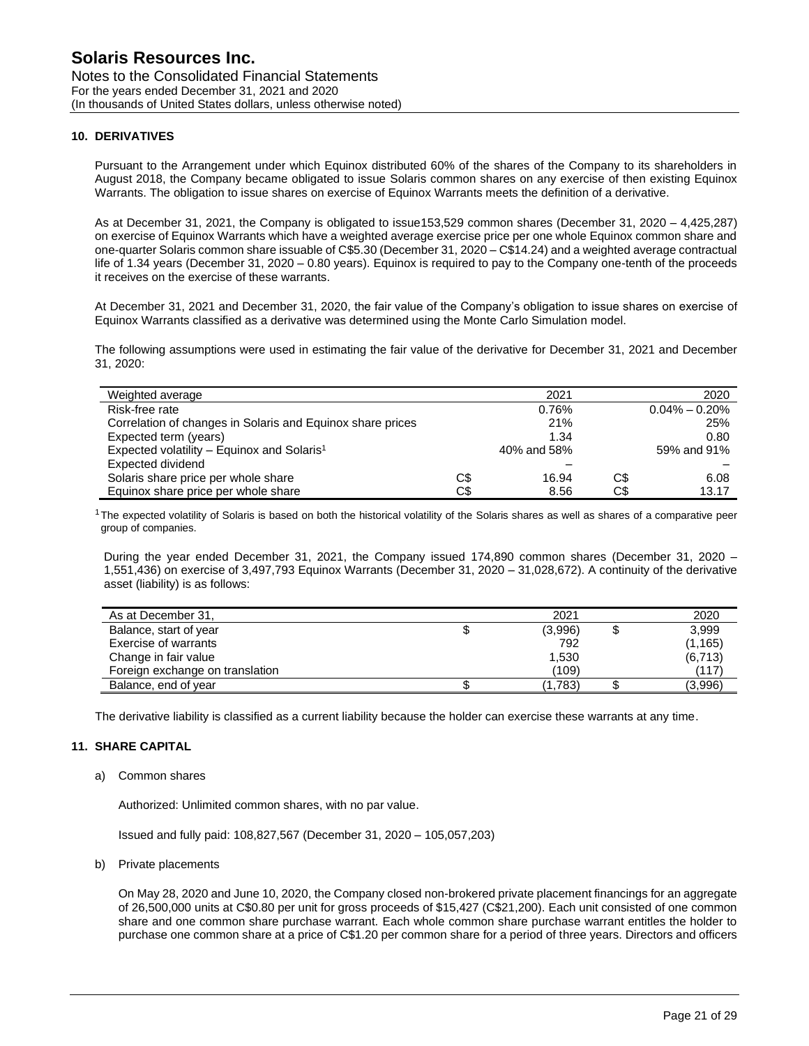## 10. DERIVATIVES

Pursuant to the Arrangement under which Equinox distributed 60% of the shares of the Company to its shareholders in August 2018, the Company became obligated to issue Solaris common shares on any exercise of then existing Equinox Warrants. The obligation to issue shares on exercise of Equinox Warrants meets the definition of a derivative.

As at December 31, 2021, the Company is obligated to issue153,529 common shares (December 31, 2020 – 4,425,287) on exercise of Equinox Warrants which have a weighted average exercise price per one whole Equinox common share and one-quarter Solaris common share issuable of C$5.30 (December 31, 2020 – C$14.24) and a weighted average contractual life of 1.34 years (December 31, 2020 – 0.80 years). Equinox is required to pay to the Company one-tenth of the proceeds it receives on the exercise of these warrants.

At December 31, 2021 and December 31, 2020, the fair value of the Company's obligation to issue shares on exercise of Equinox Warrants classified as a derivative was determined using the Monte Carlo Simulation model.

The following assumptions were used in estimating the fair value of the derivative for December 31, 2021 and December 31, 2020:

| Weighted average | | 2021 | | 2020 |
|---|---|---|---|---|
| Risk-free rate | | 0.76% | | 0.04% – 0.20% |
| Correlation of changes in Solaris and Equinox share prices | | 21% | | 25% |
| Expected term (years) | | 1.34 | | 0.80 |
| Expected volatility – Equinox and Solaris[1] | | 40% and 58% | | 59% and 91% |
| Expected dividend | | – | | – |
| Solaris share price per whole share | C$ | 16.94 | C$ | 6.08 |
| Equinox share price per whole share | C$ | 8.56 | C$ | 13.17 |

[1] The expected volatility of Solaris is based on both the historical volatility of the Solaris shares as well as shares of a comparative peer group of companies.

During the year ended December 31, 2021, the Company issued 174,890 common shares (December 31, 2020 – 1,551,436) on exercise of 3,497,793 Equinox Warrants (December 31, 2020 – 31,028,672). A continuity of the derivative asset (liability) is as follows:

| As at December 31, | | 2021 | | 2020 |
|---|---|---|---|---|
| Balance, start of year | $ | (3,996) | $ | 3,999 |
| Exercise of warrants | | 792 | | (1,165) |
| Change in fair value | | 1,530 | | (6,713) |
| Foreign exchange on translation | | (109) | | (117) |
| Balance, end of year | $ | (1,783) | $ | (3,996) |

The derivative liability is classified as a current liability because the holder can exercise these warrants at any time.

## 11. SHARE CAPITAL

a) Common shares

Authorized: Unlimited common shares, with no par value.

Issued and fully paid: 108,827,567 (December 31, 2020 – 105,057,203)

b) Private placements

On May 28, 2020 and June 10, 2020, the Company closed non-brokered private placement financings for an aggregate of 26,500,000 units at C$0.80 per unit for gross proceeds of $15,427 (C$21,200). Each unit consisted of one common share and one common share purchase warrant. Each whole common share purchase warrant entitles the holder to purchase one common share at a price of C$1.20 per common share for a period of three years. Directors and officers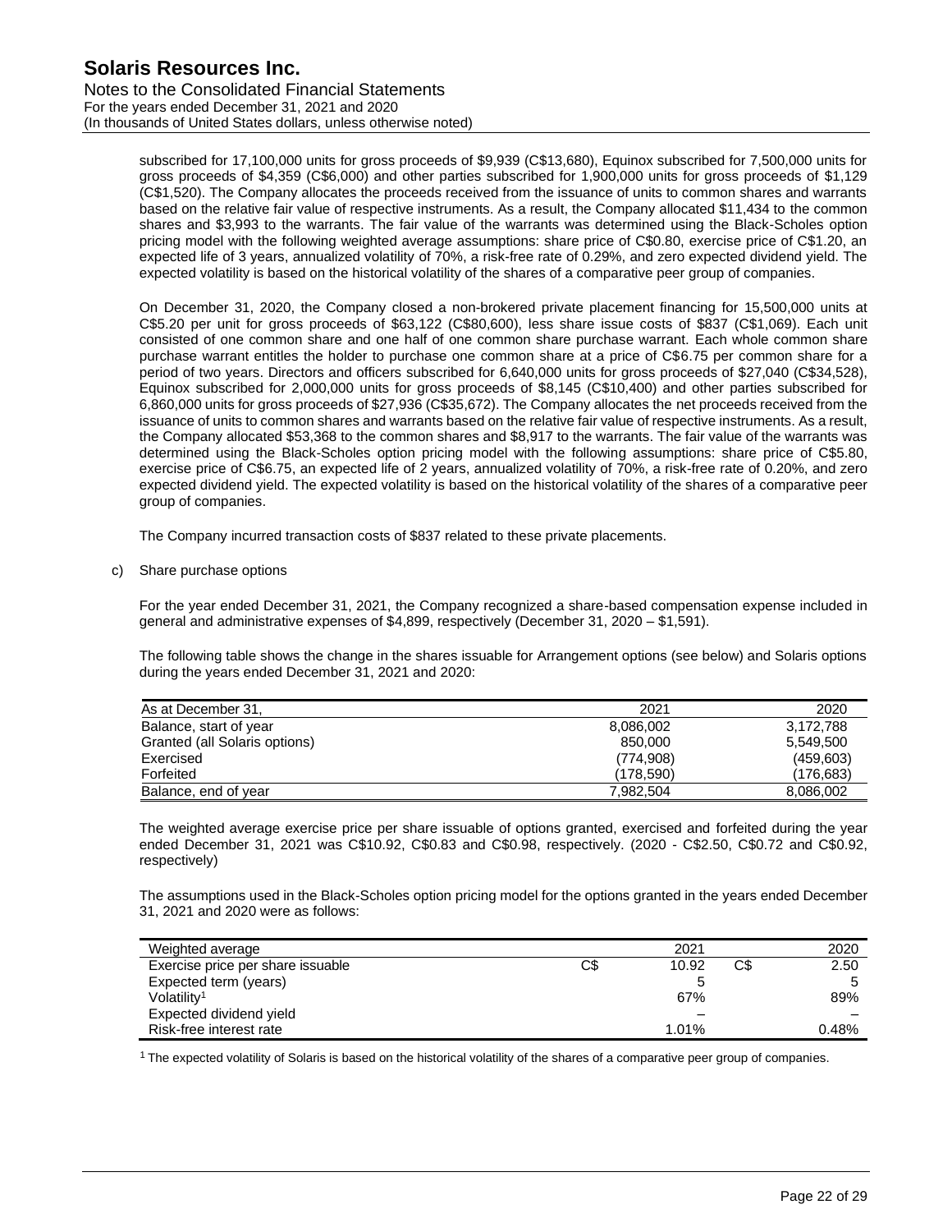subscribed for 17,100,000 units for gross proceeds of $9,939 (C$13,680), Equinox subscribed for 7,500,000 units for gross proceeds of $4,359 (C$6,000) and other parties subscribed for 1,900,000 units for gross proceeds of $1,129 (C$1,520). The Company allocates the proceeds received from the issuance of units to common shares and warrants based on the relative fair value of respective instruments. As a result, the Company allocated $11,434 to the common shares and $3,993 to the warrants. The fair value of the warrants was determined using the Black-Scholes option pricing model with the following weighted average assumptions: share price of C$0.80, exercise price of C$1.20, an expected life of 3 years, annualized volatility of 70%, a risk-free rate of 0.29%, and zero expected dividend yield. The expected volatility is based on the historical volatility of the shares of a comparative peer group of companies.

On December 31, 2020, the Company closed a non-brokered private placement financing for 15,500,000 units at C$5.20 per unit for gross proceeds of $63,122 (C$80,600), less share issue costs of $837 (C$1,069). Each unit consisted of one common share and one half of one common share purchase warrant. Each whole common share purchase warrant entitles the holder to purchase one common share at a price of C$6.75 per common share for a period of two years. Directors and officers subscribed for 6,640,000 units for gross proceeds of $27,040 (C$34,528), Equinox subscribed for 2,000,000 units for gross proceeds of $8,145 (C$10,400) and other parties subscribed for 6,860,000 units for gross proceeds of $27,936 (C$35,672). The Company allocates the net proceeds received from the issuance of units to common shares and warrants based on the relative fair value of respective instruments. As a result, the Company allocated $53,368 to the common shares and $8,917 to the warrants. The fair value of the warrants was determined using the Black-Scholes option pricing model with the following assumptions: share price of C$5.80, exercise price of C$6.75, an expected life of 2 years, annualized volatility of 70%, a risk-free rate of 0.20%, and zero expected dividend yield. The expected volatility is based on the historical volatility of the shares of a comparative peer group of companies.

The Company incurred transaction costs of $837 related to these private placements.

c) Share purchase options

For the year ended December 31, 2021, the Company recognized a share-based compensation expense included in general and administrative expenses of $4,899, respectively (December 31, 2020 – $1,591).

The following table shows the change in the shares issuable for Arrangement options (see below) and Solaris options during the years ended December 31, 2021 and 2020:

| As at December 31, | 2021 | 2020 |
|---|---|---|
| Balance, start of year | 8,086,002 | 3,172,788 |
| Granted (all Solaris options) | 850,000 | 5,549,500 |
| Exercised | (774,908) | (459,603) |
| Forfeited | (178,590) | (176,683) |
| Balance, end of year | 7,982,504 | 8,086,002 |

The weighted average exercise price per share issuable of options granted, exercised and forfeited during the year ended December 31, 2021 was C$10.92, C$0.83 and C$0.98, respectively. (2020 - C$2.50, C$0.72 and C$0.92, respectively)

The assumptions used in the Black-Scholes option pricing model for the options granted in the years ended December 31, 2021 and 2020 were as follows:

| Weighted average | 2021 | 2020 |
|---|---|---|
| Exercise price per share issuable | C$ 10.92 | C$ 2.50 |
| Expected term (years) | 5 | 5 |
| Volatility[1] | 67% | 89% |
| Expected dividend yield | – | – |
| Risk-free interest rate | 1.01% | 0.48% |

[1] The expected volatility of Solaris is based on the historical volatility of the shares of a comparative peer group of companies.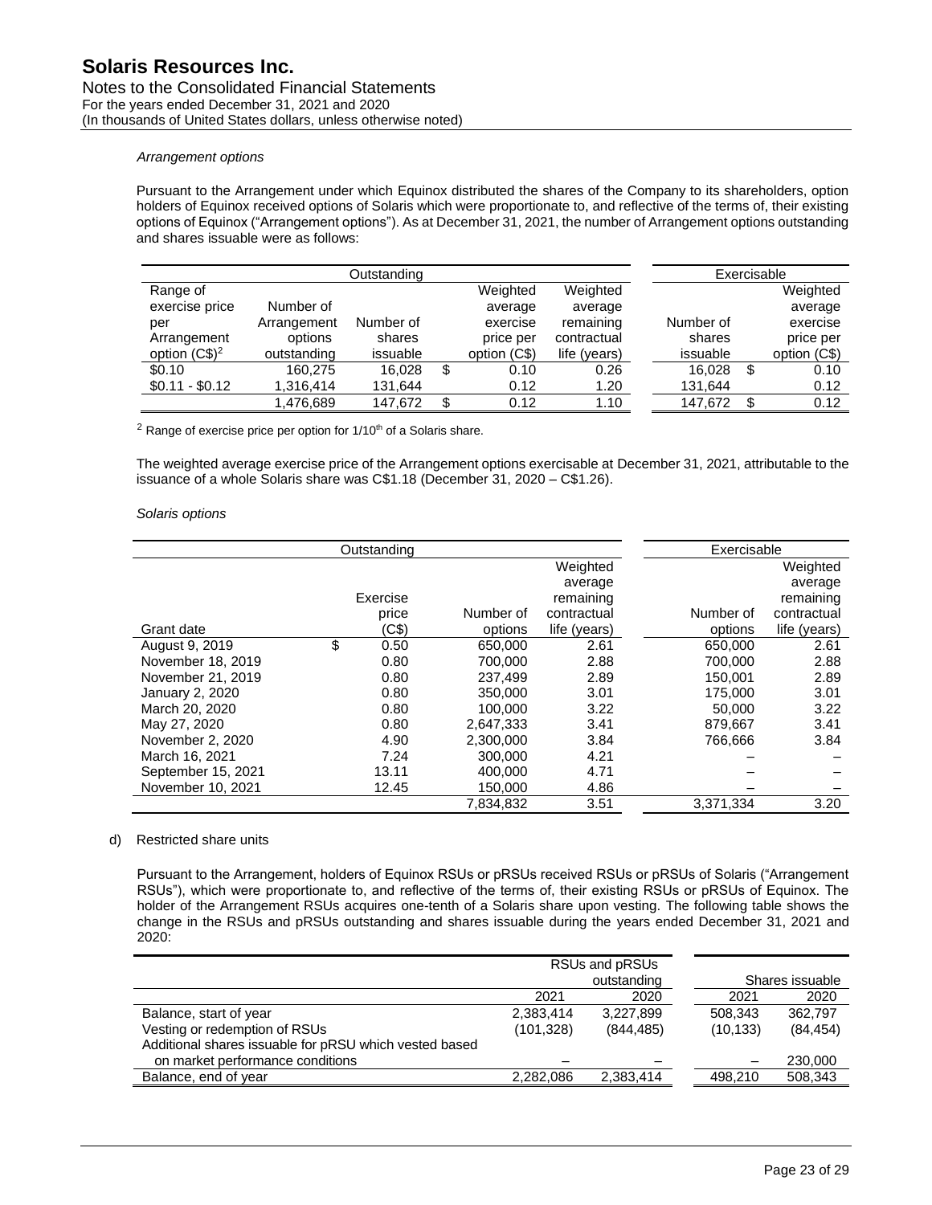*Arrangement options*

Pursuant to the Arrangement under which Equinox distributed the shares of the Company to its shareholders, option holders of Equinox received options of Solaris which were proportionate to, and reflective of the terms of, their existing options of Equinox ("Arrangement options"). As at December 31, 2021, the number of Arrangement options outstanding and shares issuable were as follows:

| Outstanding | | | | | Exercisable | |
|---|---|---|---|---|---|---|
| Range of exercise price per Arrangement option (C$)[2] | Number of Arrangement options outstanding | Number of shares issuable | Weighted average exercise price per option (C$) | Weighted average remaining contractual life (years) | Number of shares issuable | Weighted average exercise price per option (C$) |
| $0.10 | 160,275 | 16,028 | $ 0.10 | 0.26 | 16,028 | $ 0.10 |
| $0.11 - $0.12 | 1,316,414 | 131,644 | 0.12 | 1.20 | 131,644 | 0.12 |
| | 1,476,689 | 147,672 | $ 0.12 | 1.10 | 147,672 | $ 0.12 |

[2] Range of exercise price per option for 1/10th of a Solaris share.

The weighted average exercise price of the Arrangement options exercisable at December 31, 2021, attributable to the issuance of a whole Solaris share was C$1.18 (December 31, 2020 – C$1.26).

*Solaris options*

| Outstanding | | | | Exercisable | |
|---|---|---|---|---|---|
| Grant date | Exercise price (C$) | Number of options | Weighted average remaining contractual life (years) | Number of options | Weighted average remaining contractual life (years) |
| August 9, 2019 | $ 0.50 | 650,000 | 2.61 | 650,000 | 2.61 |
| November 18, 2019 | 0.80 | 700,000 | 2.88 | 700,000 | 2.88 |
| November 21, 2019 | 0.80 | 237,499 | 2.89 | 150,001 | 2.89 |
| January 2, 2020 | 0.80 | 350,000 | 3.01 | 175,000 | 3.01 |
| March 20, 2020 | 0.80 | 100,000 | 3.22 | 50,000 | 3.22 |
| May 27, 2020 | 0.80 | 2,647,333 | 3.41 | 879,667 | 3.41 |
| November 2, 2020 | 4.90 | 2,300,000 | 3.84 | 766,666 | 3.84 |
| March 16, 2021 | 7.24 | 300,000 | 4.21 | – | – |
| September 15, 2021 | 13.11 | 400,000 | 4.71 | – | – |
| November 10, 2021 | 12.45 | 150,000 | 4.86 | – | – |
| | | 7,834,832 | 3.51 | 3,371,334 | 3.20 |

d) Restricted share units

Pursuant to the Arrangement, holders of Equinox RSUs or pRSUs received RSUs or pRSUs of Solaris ("Arrangement RSUs"), which were proportionate to, and reflective of the terms of, their existing RSUs or pRSUs of Equinox. The holder of the Arrangement RSUs acquires one-tenth of a Solaris share upon vesting. The following table shows the change in the RSUs and pRSUs outstanding and shares issuable during the years ended December 31, 2021 and 2020:

| | RSUs and pRSUs outstanding | | Shares issuable | |
|---|---|---|---|---|
| | 2021 | 2020 | 2021 | 2020 |
| Balance, start of year | 2,383,414 | 3,227,899 | 508,343 | 362,797 |
| Vesting or redemption of RSUs | (101,328) | (844,485) | (10,133) | (84,454) |
| Additional shares issuable for pRSU which vested based on market performance conditions | – | – | – | 230,000 |
| Balance, end of year | 2,282,086 | 2,383,414 | 498,210 | 508,343 |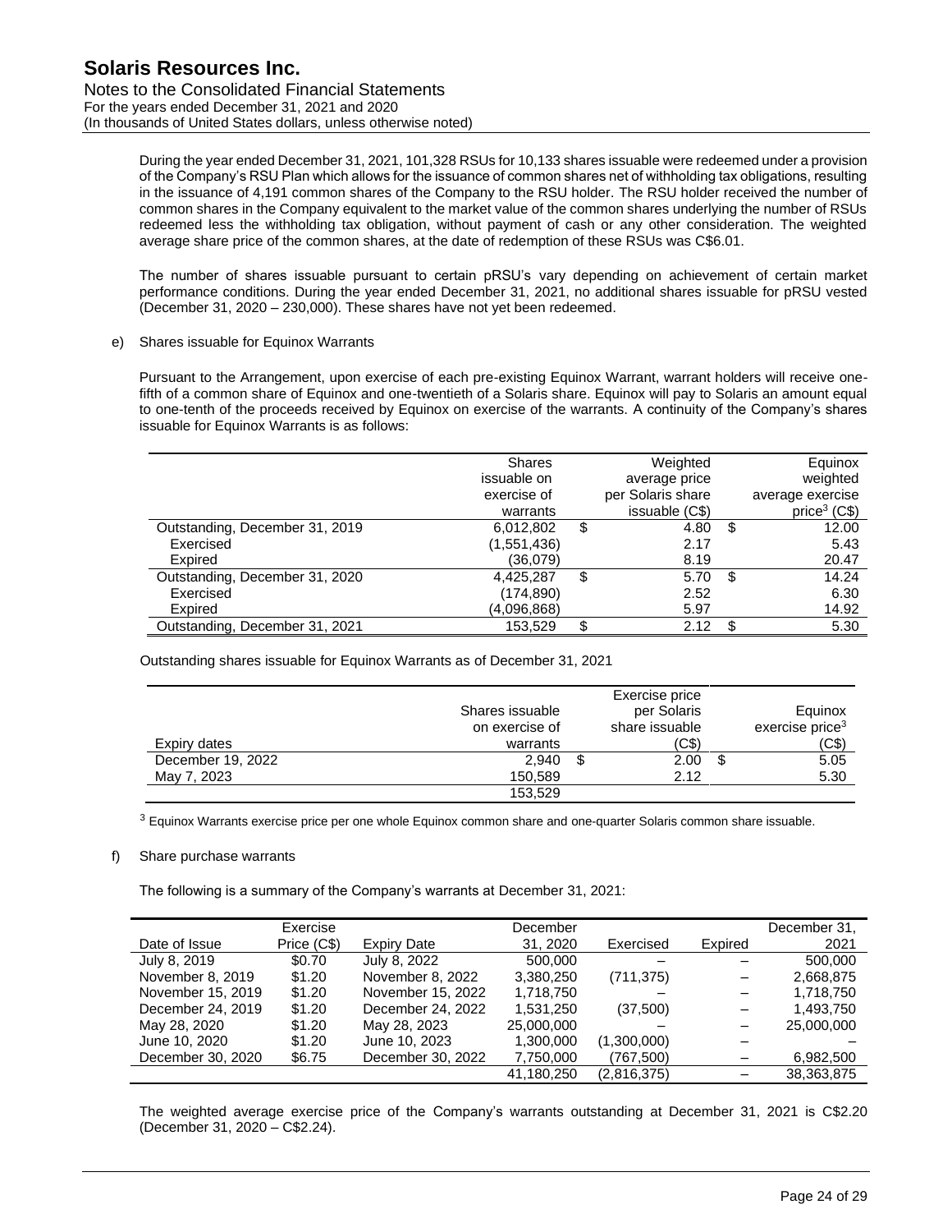During the year ended December 31, 2021, 101,328 RSUs for 10,133 shares issuable were redeemed under a provision of the Company's RSU Plan which allows for the issuance of common shares net of withholding tax obligations, resulting in the issuance of 4,191 common shares of the Company to the RSU holder. The RSU holder received the number of common shares in the Company equivalent to the market value of the common shares underlying the number of RSUs redeemed less the withholding tax obligation, without payment of cash or any other consideration. The weighted average share price of the common shares, at the date of redemption of these RSUs was C$6.01.

The number of shares issuable pursuant to certain pRSU's vary depending on achievement of certain market performance conditions. During the year ended December 31, 2021, no additional shares issuable for pRSU vested (December 31, 2020 – 230,000). These shares have not yet been redeemed.

e) Shares issuable for Equinox Warrants

Pursuant to the Arrangement, upon exercise of each pre-existing Equinox Warrant, warrant holders will receive one-fifth of a common share of Equinox and one-twentieth of a Solaris share. Equinox will pay to Solaris an amount equal to one-tenth of the proceeds received by Equinox on exercise of the warrants. A continuity of the Company's shares issuable for Equinox Warrants is as follows:

| | Shares issuable on exercise of warrants | Weighted average price per Solaris share issuable (C$) | Equinox weighted average exercise price[3] (C$) |
|---|---|---|---|
| Outstanding, December 31, 2019 | 6,012,802 | $ 4.80 | $ 12.00 |
| Exercised | (1,551,436) | 2.17 | 5.43 |
| Expired | (36,079) | 8.19 | 20.47 |
| Outstanding, December 31, 2020 | 4,425,287 | $ 5.70 | $ 14.24 |
| Exercised | (174,890) | 2.52 | 6.30 |
| Expired | (4,096,868) | 5.97 | 14.92 |
| Outstanding, December 31, 2021 | 153,529 | $ 2.12 | $ 5.30 |

Outstanding shares issuable for Equinox Warrants as of December 31, 2021

| Expiry dates | Shares issuable on exercise of warrants | Exercise price per Solaris share issuable (C$) | Equinox exercise price[3] (C$) |
|---|---|---|---|
| December 19, 2022 | 2,940 | $ 2.00 | $ 5.05 |
| May 7, 2023 | 150,589 | 2.12 | 5.30 |
| | 153,529 | | |

[3] Equinox Warrants exercise price per one whole Equinox common share and one-quarter Solaris common share issuable.

f) Share purchase warrants

The following is a summary of the Company's warrants at December 31, 2021:

| Date of Issue | Exercise Price (C$) | Expiry Date | December 31, 2020 | Exercised | Expired | December 31, 2021 |
|---|---|---|---|---|---|---|
| July 8, 2019 | $0.70 | July 8, 2022 | 500,000 | – | – | 500,000 |
| November 8, 2019 | $1.20 | November 8, 2022 | 3,380,250 | (711,375) | – | 2,668,875 |
| November 15, 2019 | $1.20 | November 15, 2022 | 1,718,750 | – | – | 1,718,750 |
| December 24, 2019 | $1.20 | December 24, 2022 | 1,531,250 | (37,500) | – | 1,493,750 |
| May 28, 2020 | $1.20 | May 28, 2023 | 25,000,000 | – | – | 25,000,000 |
| June 10, 2020 | $1.20 | June 10, 2023 | 1,300,000 | (1,300,000) | – | – |
| December 30, 2020 | $6.75 | December 30, 2022 | 7,750,000 | (767,500) | – | 6,982,500 |
| | | | 41,180,250 | (2,816,375) | – | 38,363,875 |

The weighted average exercise price of the Company's warrants outstanding at December 31, 2021 is C$2.20 (December 31, 2020 – C$2.24).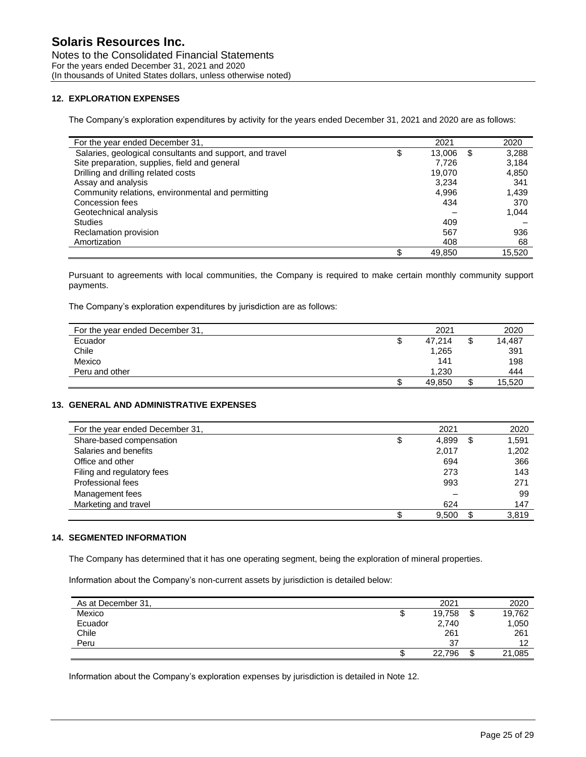## 12. EXPLORATION EXPENSES

The Company's exploration expenditures by activity for the years ended December 31, 2021 and 2020 are as follows:

| For the year ended December 31, | 2021 | 2020 |
|---|---|---|
| Salaries, geological consultants and support, and travel | $ 13,006 | $ 3,288 |
| Site preparation, supplies, field and general | 7,726 | 3,184 |
| Drilling and drilling related costs | 19,070 | 4,850 |
| Assay and analysis | 3,234 | 341 |
| Community relations, environmental and permitting | 4,996 | 1,439 |
| Concession fees | 434 | 370 |
| Geotechnical analysis | – | 1,044 |
| Studies | 409 | – |
| Reclamation provision | 567 | 936 |
| Amortization | 408 | 68 |
| | $ 49,850 | 15,520 |

Pursuant to agreements with local communities, the Company is required to make certain monthly community support payments.

The Company's exploration expenditures by jurisdiction are as follows:

| For the year ended December 31, | 2021 | 2020 |
|---|---|---|
| Ecuador | $ 47,214 | $ 14,487 |
| Chile | 1,265 | 391 |
| Mexico | 141 | 198 |
| Peru and other | 1,230 | 444 |
| | $ 49,850 | $ 15,520 |

## 13. GENERAL AND ADMINISTRATIVE EXPENSES

| For the year ended December 31, | 2021 | 2020 |
|---|---|---|
| Share-based compensation | $ 4,899 | $ 1,591 |
| Salaries and benefits | 2,017 | 1,202 |
| Office and other | 694 | 366 |
| Filing and regulatory fees | 273 | 143 |
| Professional fees | 993 | 271 |
| Management fees | – | 99 |
| Marketing and travel | 624 | 147 |
| | $ 9,500 | $ 3,819 |

## 14. SEGMENTED INFORMATION

The Company has determined that it has one operating segment, being the exploration of mineral properties.

Information about the Company's non-current assets by jurisdiction is detailed below:

| As at December 31, | 2021 | 2020 |
|---|---|---|
| Mexico | $ 19,758 | $ 19,762 |
| Ecuador | 2,740 | 1,050 |
| Chile | 261 | 261 |
| Peru | 37 | 12 |
| | $ 22,796 | $ 21,085 |

Information about the Company's exploration expenses by jurisdiction is detailed in Note 12.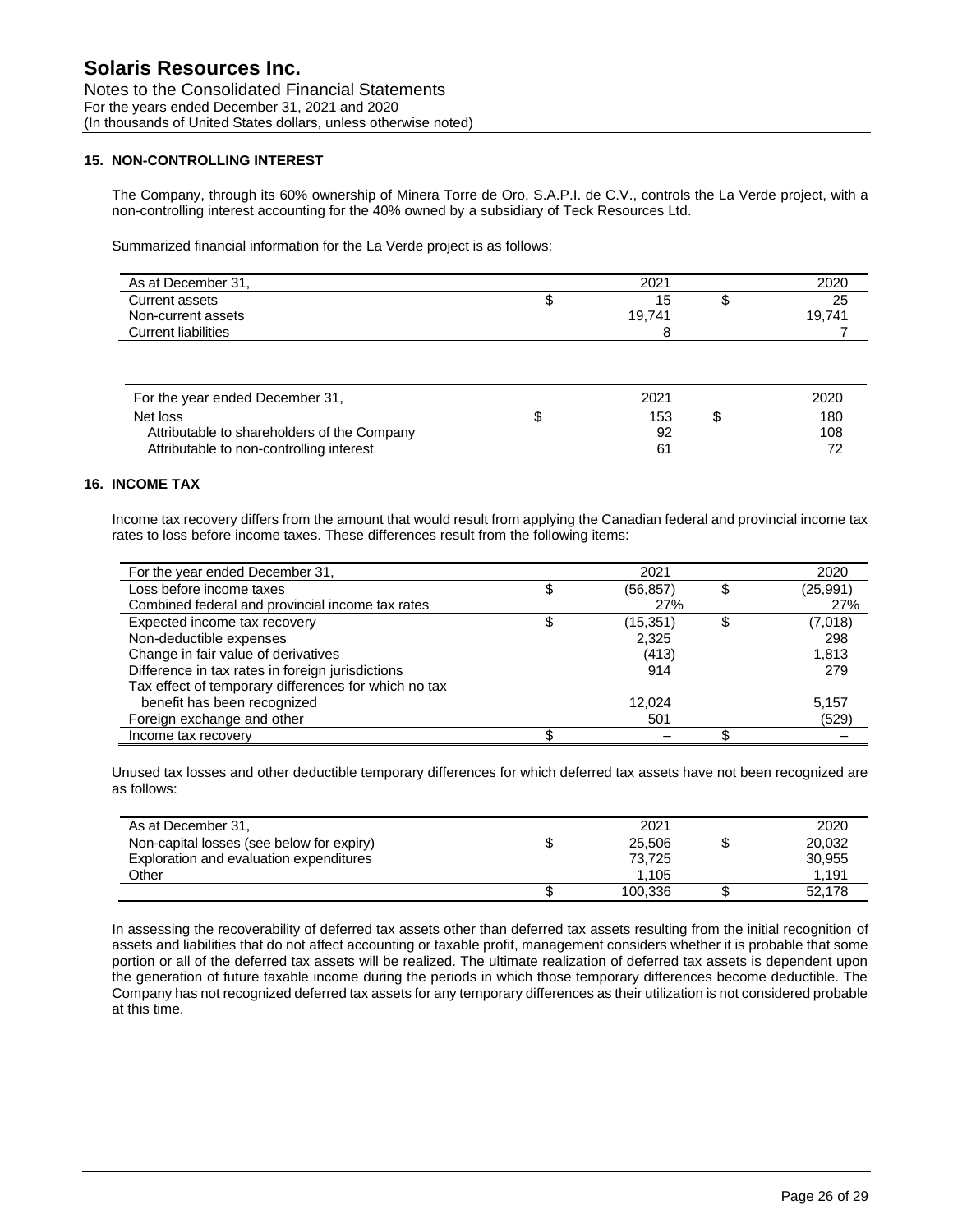## 15. NON-CONTROLLING INTEREST

The Company, through its 60% ownership of Minera Torre de Oro, S.A.P.I. de C.V., controls the La Verde project, with a non-controlling interest accounting for the 40% owned by a subsidiary of Teck Resources Ltd.

Summarized financial information for the La Verde project is as follows:

| As at December 31, | | 2021 | | 2020 |
|---|---|---|---|---|
| Current assets | $ | 15 | $ | 25 |
| Non-current assets | | 19,741 | | 19,741 |
| Current liabilities | | 8 | | 7 |

| For the year ended December 31, | | 2021 | | 2020 |
|---|---|---|---|---|
| Net loss | $ | 153 | $ | 180 |
| Attributable to shareholders of the Company | | 92 | | 108 |
| Attributable to non-controlling interest | | 61 | | 72 |

## 16. INCOME TAX

Income tax recovery differs from the amount that would result from applying the Canadian federal and provincial income tax rates to loss before income taxes. These differences result from the following items:

| For the year ended December 31, | | 2021 | | 2020 |
|---|---|---|---|---|
| Loss before income taxes | $ | (56,857) | $ | (25,991) |
| Combined federal and provincial income tax rates | | 27% | | 27% |
| Expected income tax recovery | $ | (15,351) | $ | (7,018) |
| Non-deductible expenses | | 2,325 | | 298 |
| Change in fair value of derivatives | | (413) | | 1,813 |
| Difference in tax rates in foreign jurisdictions | | 914 | | 279 |
| Tax effect of temporary differences for which no tax benefit has been recognized | | 12,024 | | 5,157 |
| Foreign exchange and other | | 501 | | (529) |
| Income tax recovery | $ | – | $ | – |

Unused tax losses and other deductible temporary differences for which deferred tax assets have not been recognized are as follows:

| As at December 31, | | 2021 | | 2020 |
|---|---|---|---|---|
| Non-capital losses (see below for expiry) | $ | 25,506 | $ | 20,032 |
| Exploration and evaluation expenditures | | 73,725 | | 30,955 |
| Other | | 1,105 | | 1,191 |
| | $ | 100,336 | $ | 52,178 |

In assessing the recoverability of deferred tax assets other than deferred tax assets resulting from the initial recognition of assets and liabilities that do not affect accounting or taxable profit, management considers whether it is probable that some portion or all of the deferred tax assets will be realized. The ultimate realization of deferred tax assets is dependent upon the generation of future taxable income during the periods in which those temporary differences become deductible. The Company has not recognized deferred tax assets for any temporary differences as their utilization is not considered probable at this time.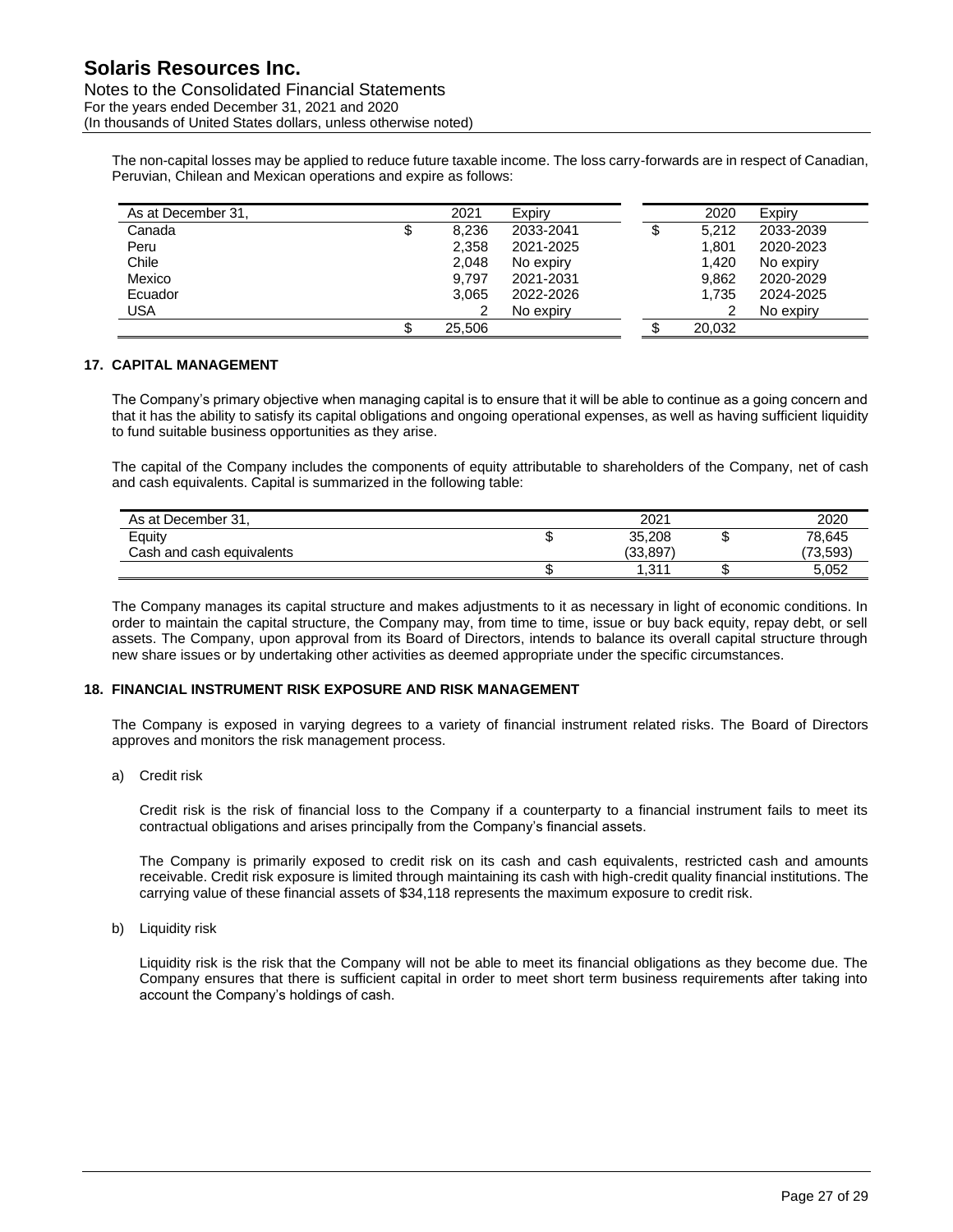The non-capital losses may be applied to reduce future taxable income. The loss carry-forwards are in respect of Canadian, Peruvian, Chilean and Mexican operations and expire as follows:

| As at December 31, | | 2021 | Expiry | | 2020 | Expiry |
|---|---|---|---|---|---|---|
| Canada | $ | 8,236 | 2033-2041 | $ | 5,212 | 2033-2039 |
| Peru | | 2,358 | 2021-2025 | | 1,801 | 2020-2023 |
| Chile | | 2,048 | No expiry | | 1,420 | No expiry |
| Mexico | | 9,797 | 2021-2031 | | 9,862 | 2020-2029 |
| Ecuador | | 3,065 | 2022-2026 | | 1,735 | 2024-2025 |
| USA | | 2 | No expiry | | 2 | No expiry |
| | $ | 25,506 | | $ | 20,032 | |

## 17. CAPITAL MANAGEMENT

The Company's primary objective when managing capital is to ensure that it will be able to continue as a going concern and that it has the ability to satisfy its capital obligations and ongoing operational expenses, as well as having sufficient liquidity to fund suitable business opportunities as they arise.

The capital of the Company includes the components of equity attributable to shareholders of the Company, net of cash and cash equivalents. Capital is summarized in the following table:

| As at December 31, | | 2021 | | 2020 |
|---|---|---|---|---|
| Equity | $ | 35,208 | $ | 78,645 |
| Cash and cash equivalents | | (33,897) | | (73,593) |
| | $ | 1,311 | $ | 5,052 |

The Company manages its capital structure and makes adjustments to it as necessary in light of economic conditions. In order to maintain the capital structure, the Company may, from time to time, issue or buy back equity, repay debt, or sell assets. The Company, upon approval from its Board of Directors, intends to balance its overall capital structure through new share issues or by undertaking other activities as deemed appropriate under the specific circumstances.

## 18. FINANCIAL INSTRUMENT RISK EXPOSURE AND RISK MANAGEMENT

The Company is exposed in varying degrees to a variety of financial instrument related risks. The Board of Directors approves and monitors the risk management process.

a) Credit risk

Credit risk is the risk of financial loss to the Company if a counterparty to a financial instrument fails to meet its contractual obligations and arises principally from the Company's financial assets.

The Company is primarily exposed to credit risk on its cash and cash equivalents, restricted cash and amounts receivable. Credit risk exposure is limited through maintaining its cash with high-credit quality financial institutions. The carrying value of these financial assets of $34,118 represents the maximum exposure to credit risk.

b) Liquidity risk

Liquidity risk is the risk that the Company will not be able to meet its financial obligations as they become due. The Company ensures that there is sufficient capital in order to meet short term business requirements after taking into account the Company's holdings of cash.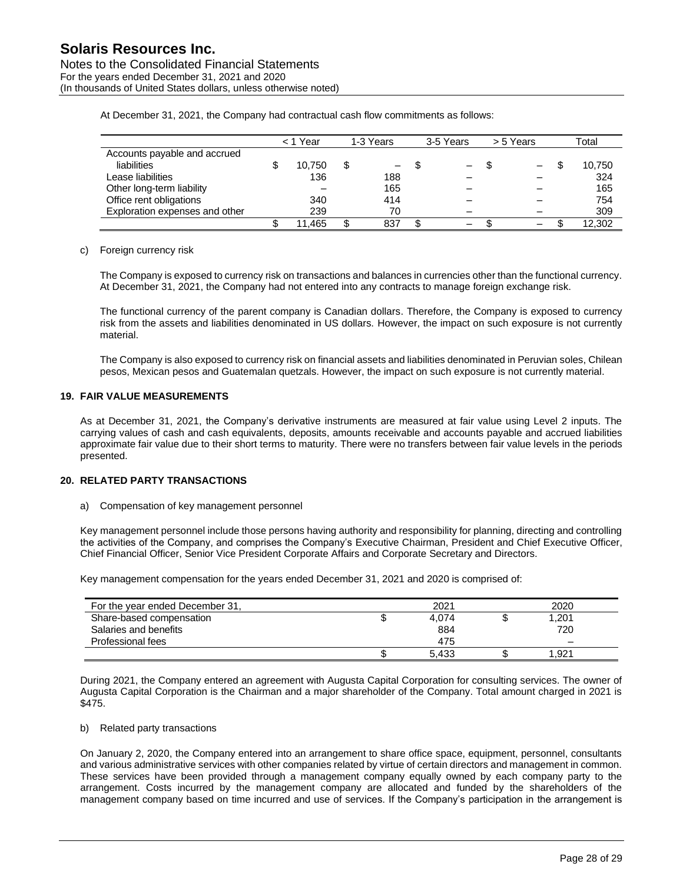At December 31, 2021, the Company had contractual cash flow commitments as follows:

| | < 1 Year | 1-3 Years | 3-5 Years | > 5 Years | Total |
|---|---|---|---|---|---|
| Accounts payable and accrued liabilities | $ 10,750 | $ – | $ – | $ – | $ 10,750 |
| Lease liabilities | 136 | 188 | – | – | 324 |
| Other long-term liability | – | 165 | – | – | 165 |
| Office rent obligations | 340 | 414 | – | – | 754 |
| Exploration expenses and other | 239 | 70 | – | – | 309 |
| | $ 11,465 | $ 837 | $ – | $ – | $ 12,302 |

c) Foreign currency risk

The Company is exposed to currency risk on transactions and balances in currencies other than the functional currency. At December 31, 2021, the Company had not entered into any contracts to manage foreign exchange risk.

The functional currency of the parent company is Canadian dollars. Therefore, the Company is exposed to currency risk from the assets and liabilities denominated in US dollars. However, the impact on such exposure is not currently material.

The Company is also exposed to currency risk on financial assets and liabilities denominated in Peruvian soles, Chilean pesos, Mexican pesos and Guatemalan quetzals. However, the impact on such exposure is not currently material.

## 19. FAIR VALUE MEASUREMENTS

As at December 31, 2021, the Company's derivative instruments are measured at fair value using Level 2 inputs. The carrying values of cash and cash equivalents, deposits, amounts receivable and accounts payable and accrued liabilities approximate fair value due to their short terms to maturity. There were no transfers between fair value levels in the periods presented.

## 20. RELATED PARTY TRANSACTIONS

a) Compensation of key management personnel

Key management personnel include those persons having authority and responsibility for planning, directing and controlling the activities of the Company, and comprises the Company's Executive Chairman, President and Chief Executive Officer, Chief Financial Officer, Senior Vice President Corporate Affairs and Corporate Secretary and Directors.

Key management compensation for the years ended December 31, 2021 and 2020 is comprised of:

| For the year ended December 31, | 2021 | 2020 |
|---|---|---|
| Share-based compensation | $ 4,074 | $ 1,201 |
| Salaries and benefits | 884 | 720 |
| Professional fees | 475 | – |
| | $ 5,433 | $ 1,921 |

During 2021, the Company entered an agreement with Augusta Capital Corporation for consulting services. The owner of Augusta Capital Corporation is the Chairman and a major shareholder of the Company. Total amount charged in 2021 is $475.

b) Related party transactions

On January 2, 2020, the Company entered into an arrangement to share office space, equipment, personnel, consultants and various administrative services with other companies related by virtue of certain directors and management in common. These services have been provided through a management company equally owned by each company party to the arrangement. Costs incurred by the management company are allocated and funded by the shareholders of the management company based on time incurred and use of services. If the Company's participation in the arrangement is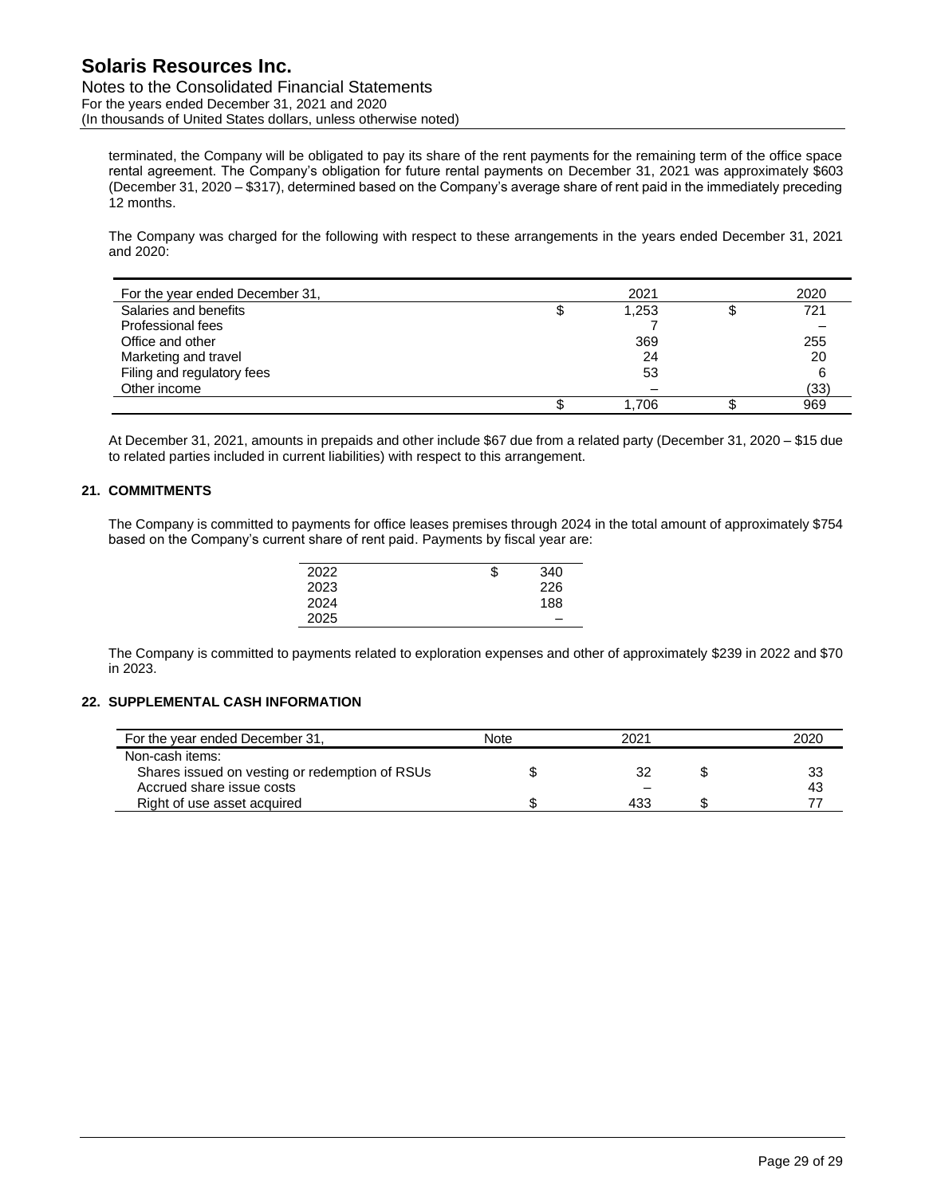terminated, the Company will be obligated to pay its share of the rent payments for the remaining term of the office space rental agreement. The Company's obligation for future rental payments on December 31, 2021 was approximately $603 (December 31, 2020 – $317), determined based on the Company's average share of rent paid in the immediately preceding 12 months.

The Company was charged for the following with respect to these arrangements in the years ended December 31, 2021 and 2020:

| For the year ended December 31, | 2021 | 2020 |
|---|---|---|
| Salaries and benefits | $ 1,253 | $ 721 |
| Professional fees | 7 | – |
| Office and other | 369 | 255 |
| Marketing and travel | 24 | 20 |
| Filing and regulatory fees | 53 | 6 |
| Other income | – | (33) |
| | $ 1,706 | $ 969 |

At December 31, 2021, amounts in prepaids and other include $67 due from a related party (December 31, 2020 – $15 due to related parties included in current liabilities) with respect to this arrangement.

## 21. COMMITMENTS

The Company is committed to payments for office leases premises through 2024 in the total amount of approximately $754 based on the Company's current share of rent paid. Payments by fiscal year are:

| | |
|---|---|
| 2022 | $ 340 |
| 2023 | 226 |
| 2024 | 188 |
| 2025 | – |

The Company is committed to payments related to exploration expenses and other of approximately $239 in 2022 and $70 in 2023.

## 22. SUPPLEMENTAL CASH INFORMATION

| For the year ended December 31, | Note | 2021 | 2020 |
|---|---|---|---|
| Non-cash items: | | | |
| Shares issued on vesting or redemption of RSUs | | $ 32 | $ 33 |
| Accrued share issue costs | | – | 43 |
| Right of use asset acquired | | $ 433 | $ 77 |